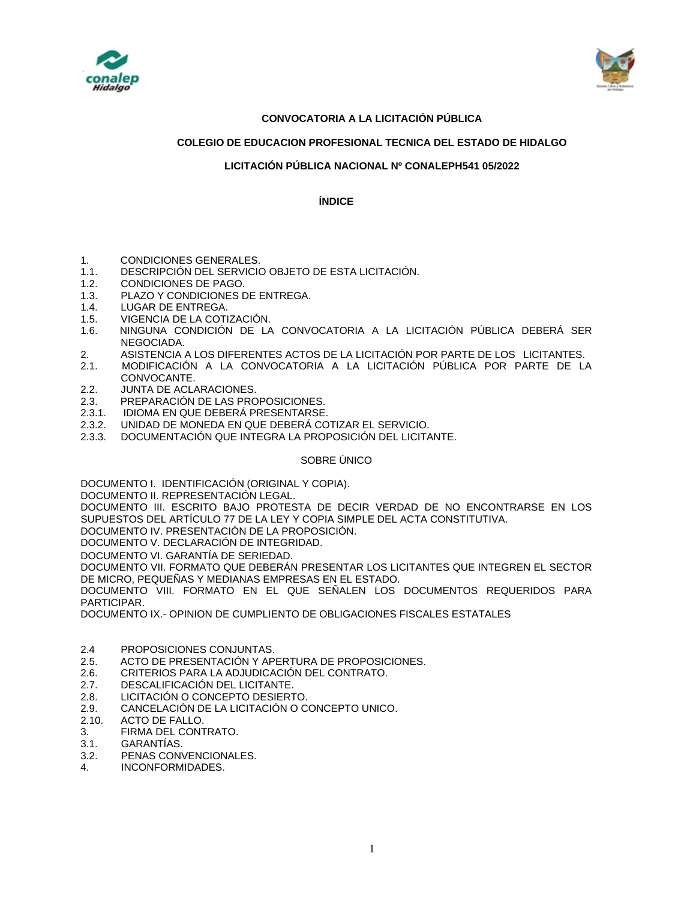**CONVOCATORIA A LA LICITACIÓN PÚBLICA**

**COLEGIO DE EDUCACION PROFESIONAL TECNICA DEL ESTADO DE HIDALGO**

**LICITACIÓN PÚBLICA NACIONAL Nº CONALEPH541 05/2022**

**ÍNDICE**

1. CONDICIONES GENERALES.
1.1. DESCRIPCIÓN DEL SERVICIO OBJETO DE ESTA LICITACIÓN.
1.2. CONDICIONES DE PAGO.
1.3. PLAZO Y CONDICIONES DE ENTREGA.
1.4. LUGAR DE ENTREGA.
1.5. VIGENCIA DE LA COTIZACIÓN.
1.6. NINGUNA CONDICIÓN DE LA CONVOCATORIA A LA LICITACIÓN PÚBLICA DEBERÁ SER NEGOCIADA.
2. ASISTENCIA A LOS DIFERENTES ACTOS DE LA LICITACIÓN POR PARTE DE LOS LICITANTES.
2.1. MODIFICACIÓN A LA CONVOCATORIA A LA LICITACIÓN PÚBLICA POR PARTE DE LA CONVOCANTE.
2.2. JUNTA DE ACLARACIONES.
2.3. PREPARACIÓN DE LAS PROPOSICIONES.
2.3.1. IDIOMA EN QUE DEBERÁ PRESENTARSE.
2.3.2. UNIDAD DE MONEDA EN QUE DEBERÁ COTIZAR EL SERVICIO.
2.3.3. DOCUMENTACIÓN QUE INTEGRA LA PROPOSICIÓN DEL LICITANTE.

SOBRE ÚNICO

DOCUMENTO I. IDENTIFICACIÓN (ORIGINAL Y COPIA).
DOCUMENTO II. REPRESENTACIÓN LEGAL.
DOCUMENTO III. ESCRITO BAJO PROTESTA DE DECIR VERDAD DE NO ENCONTRARSE EN LOS SUPUESTOS DEL ARTÍCULO 77 DE LA LEY Y COPIA SIMPLE DEL ACTA CONSTITUTIVA.
DOCUMENTO IV. PRESENTACIÓN DE LA PROPOSICIÓN.
DOCUMENTO V. DECLARACIÓN DE INTEGRIDAD.
DOCUMENTO VI. GARANTÍA DE SERIEDAD.
DOCUMENTO VII. FORMATO QUE DEBERÁN PRESENTAR LOS LICITANTES QUE INTEGREN EL SECTOR DE MICRO, PEQUEÑAS Y MEDIANAS EMPRESAS EN EL ESTADO.
DOCUMENTO VIII. FORMATO EN EL QUE SEÑALEN LOS DOCUMENTOS REQUERIDOS PARA PARTICIPAR.
DOCUMENTO IX.- OPINION DE CUMPLIENTO DE OBLIGACIONES FISCALES ESTATALES

2.4 PROPOSICIONES CONJUNTAS.
2.5. ACTO DE PRESENTACIÓN Y APERTURA DE PROPOSICIONES.
2.6. CRITERIOS PARA LA ADJUDICACIÓN DEL CONTRATO.
2.7. DESCALIFICACIÓN DEL LICITANTE.
2.8. LICITACIÓN O CONCEPTO DESIERTO.
2.9. CANCELACIÓN DE LA LICITACIÓN O CONCEPTO UNICO.
2.10. ACTO DE FALLO.
3. FIRMA DEL CONTRATO.
3.1. GARANTÍAS.
3.2. PENAS CONVENCIONALES.
4. INCONFORMIDADES.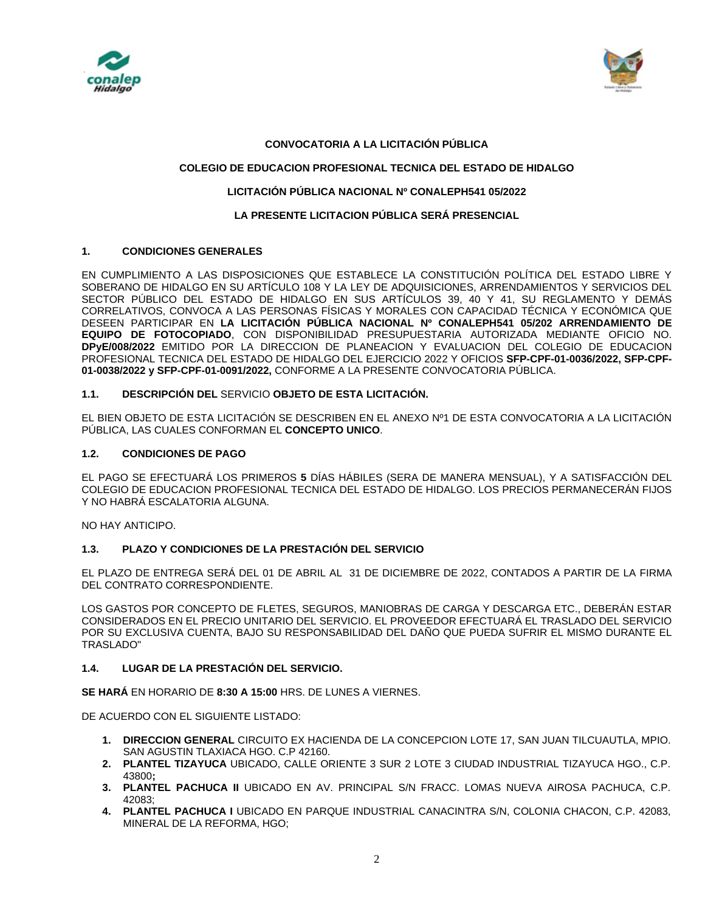**CONVOCATORIA A LA LICITACIÓN PÚBLICA**

**COLEGIO DE EDUCACION PROFESIONAL TECNICA DEL ESTADO DE HIDALGO**

**LICITACIÓN PÚBLICA NACIONAL Nº CONALEPH541 05/2022**

**LA PRESENTE LICITACION PÚBLICA SERÁ PRESENCIAL**

## 1. CONDICIONES GENERALES

EN CUMPLIMIENTO A LAS DISPOSICIONES QUE ESTABLECE LA CONSTITUCIÓN POLÍTICA DEL ESTADO LIBRE Y SOBERANO DE HIDALGO EN SU ARTÍCULO 108 Y LA LEY DE ADQUISICIONES, ARRENDAMIENTOS Y SERVICIOS DEL SECTOR PÚBLICO DEL ESTADO DE HIDALGO EN SUS ARTÍCULOS 39, 40 Y 41, SU REGLAMENTO Y DEMÁS CORRELATIVOS, CONVOCA A LAS PERSONAS FÍSICAS Y MORALES CON CAPACIDAD TÉCNICA Y ECONÓMICA QUE DESEEN PARTICIPAR EN **LA LICITACIÓN PÚBLICA NACIONAL Nº CONALEPH541 05/202 ARRENDAMIENTO DE EQUIPO DE FOTOCOPIADO**, CON DISPONIBILIDAD PRESUPUESTARIA AUTORIZADA MEDIANTE OFICIO NO. **DPyE/008/2022** EMITIDO POR LA DIRECCION DE PLANEACION Y EVALUACION DEL COLEGIO DE EDUCACION PROFESIONAL TECNICA DEL ESTADO DE HIDALGO DEL EJERCICIO 2022 Y OFICIOS **SFP-CPF-01-0036/2022, SFP-CPF-01-0038/2022 y SFP-CPF-01-0091/2022,** CONFORME A LA PRESENTE CONVOCATORIA PÚBLICA.

### 1.1. DESCRIPCIÓN DEL SERVICIO OBJETO DE ESTA LICITACIÓN.

EL BIEN OBJETO DE ESTA LICITACIÓN SE DESCRIBEN EN EL ANEXO Nº1 DE ESTA CONVOCATORIA A LA LICITACIÓN PÚBLICA, LAS CUALES CONFORMAN EL **CONCEPTO UNICO**.

### 1.2. CONDICIONES DE PAGO

EL PAGO SE EFECTUARÁ LOS PRIMEROS **5** DÍAS HÁBILES (SERA DE MANERA MENSUAL), Y A SATISFACCIÓN DEL COLEGIO DE EDUCACION PROFESIONAL TECNICA DEL ESTADO DE HIDALGO. LOS PRECIOS PERMANECERÁN FIJOS Y NO HABRÁ ESCALATORIA ALGUNA.

NO HAY ANTICIPO.

### 1.3. PLAZO Y CONDICIONES DE LA PRESTACIÓN DEL SERVICIO

EL PLAZO DE ENTREGA SERÁ DEL 01 DE ABRIL AL 31 DE DICIEMBRE DE 2022, CONTADOS A PARTIR DE LA FIRMA DEL CONTRATO CORRESPONDIENTE.

LOS GASTOS POR CONCEPTO DE FLETES, SEGUROS, MANIOBRAS DE CARGA Y DESCARGA ETC., DEBERÁN ESTAR CONSIDERADOS EN EL PRECIO UNITARIO DEL SERVICIO. EL PROVEEDOR EFECTUARÁ EL TRASLADO DEL SERVICIO POR SU EXCLUSIVA CUENTA, BAJO SU RESPONSABILIDAD DEL DAÑO QUE PUEDA SUFRIR EL MISMO DURANTE EL TRASLADO"

### 1.4. LUGAR DE LA PRESTACIÓN DEL SERVICIO.

**SE HARÁ** EN HORARIO DE **8:30 A 15:00** HRS. DE LUNES A VIERNES.

DE ACUERDO CON EL SIGUIENTE LISTADO:

1. **DIRECCION GENERAL** CIRCUITO EX HACIENDA DE LA CONCEPCION LOTE 17, SAN JUAN TILCUAUTLA, MPIO. SAN AGUSTIN TLAXIACA HGO. C.P 42160.
2. **PLANTEL TIZAYUCA** UBICADO, CALLE ORIENTE 3 SUR 2 LOTE 3 CIUDAD INDUSTRIAL TIZAYUCA HGO., C.P. 43800**;**
3. **PLANTEL PACHUCA II** UBICADO EN AV. PRINCIPAL S/N FRACC. LOMAS NUEVA AIROSA PACHUCA, C.P. 42083;
4. **PLANTEL PACHUCA I** UBICADO EN PARQUE INDUSTRIAL CANACINTRA S/N, COLONIA CHACON, C.P. 42083, MINERAL DE LA REFORMA, HGO;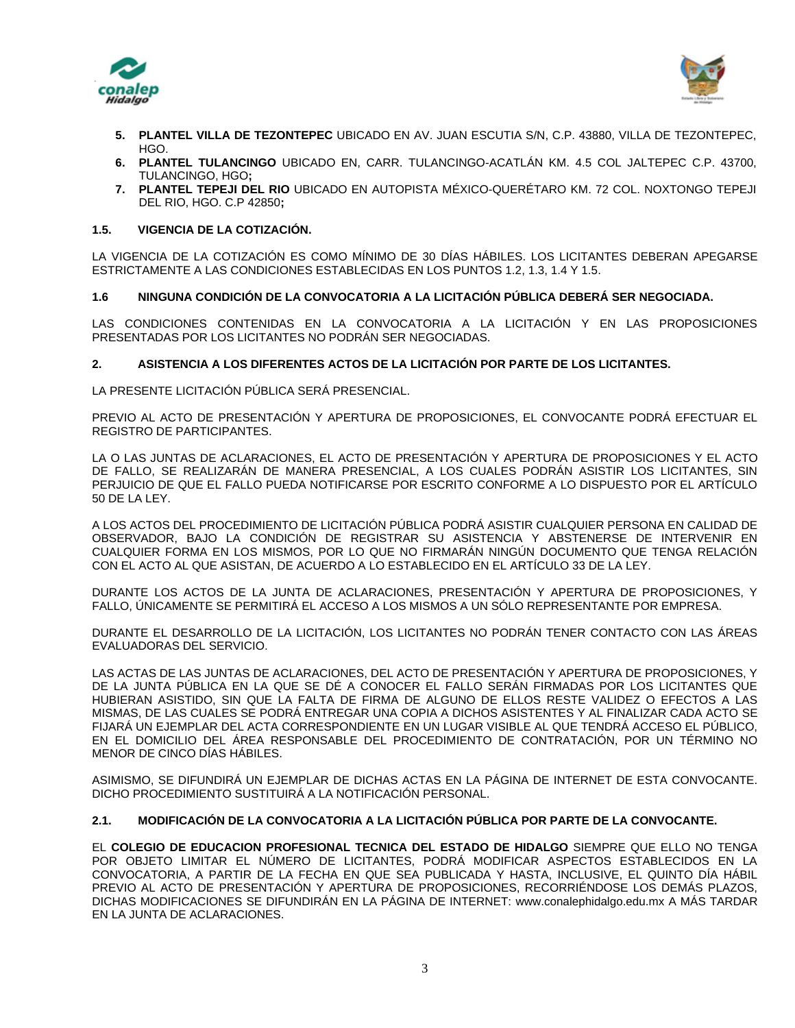5. **PLANTEL VILLA DE TEZONTEPEC** UBICADO EN AV. JUAN ESCUTIA S/N, C.P. 43880, VILLA DE TEZONTEPEC, HGO.
6. **PLANTEL TULANCINGO** UBICADO EN, CARR. TULANCINGO-ACATLÁN KM. 4.5 COL JALTEPEC C.P. 43700, TULANCINGO, HGO**;**
7. **PLANTEL TEPEJI DEL RIO** UBICADO EN AUTOPISTA MÉXICO-QUERÉTARO KM. 72 COL. NOXTONGO TEPEJI DEL RIO, HGO. C.P 42850**;**

### 1.5. VIGENCIA DE LA COTIZACIÓN.

LA VIGENCIA DE LA COTIZACIÓN ES COMO MÍNIMO DE 30 DÍAS HÁBILES. LOS LICITANTES DEBERAN APEGARSE ESTRICTAMENTE A LAS CONDICIONES ESTABLECIDAS EN LOS PUNTOS 1.2, 1.3, 1.4 Y 1.5.

### 1.6 NINGUNA CONDICIÓN DE LA CONVOCATORIA A LA LICITACIÓN PÚBLICA DEBERÁ SER NEGOCIADA.

LAS CONDICIONES CONTENIDAS EN LA CONVOCATORIA A LA LICITACIÓN Y EN LAS PROPOSICIONES PRESENTADAS POR LOS LICITANTES NO PODRÁN SER NEGOCIADAS.

## 2. ASISTENCIA A LOS DIFERENTES ACTOS DE LA LICITACIÓN POR PARTE DE LOS LICITANTES.

LA PRESENTE LICITACIÓN PÚBLICA SERÁ PRESENCIAL.

PREVIO AL ACTO DE PRESENTACIÓN Y APERTURA DE PROPOSICIONES, EL CONVOCANTE PODRÁ EFECTUAR EL REGISTRO DE PARTICIPANTES.

LA O LAS JUNTAS DE ACLARACIONES, EL ACTO DE PRESENTACIÓN Y APERTURA DE PROPOSICIONES Y EL ACTO DE FALLO, SE REALIZARÁN DE MANERA PRESENCIAL, A LOS CUALES PODRÁN ASISTIR LOS LICITANTES, SIN PERJUICIO DE QUE EL FALLO PUEDA NOTIFICARSE POR ESCRITO CONFORME A LO DISPUESTO POR EL ARTÍCULO 50 DE LA LEY.

A LOS ACTOS DEL PROCEDIMIENTO DE LICITACIÓN PÚBLICA PODRÁ ASISTIR CUALQUIER PERSONA EN CALIDAD DE OBSERVADOR, BAJO LA CONDICIÓN DE REGISTRAR SU ASISTENCIA Y ABSTENERSE DE INTERVENIR EN CUALQUIER FORMA EN LOS MISMOS, POR LO QUE NO FIRMARÁN NINGÚN DOCUMENTO QUE TENGA RELACIÓN CON EL ACTO AL QUE ASISTAN, DE ACUERDO A LO ESTABLECIDO EN EL ARTÍCULO 33 DE LA LEY.

DURANTE LOS ACTOS DE LA JUNTA DE ACLARACIONES, PRESENTACIÓN Y APERTURA DE PROPOSICIONES, Y FALLO, ÚNICAMENTE SE PERMITIRÁ EL ACCESO A LOS MISMOS A UN SÓLO REPRESENTANTE POR EMPRESA.

DURANTE EL DESARROLLO DE LA LICITACIÓN, LOS LICITANTES NO PODRÁN TENER CONTACTO CON LAS ÁREAS EVALUADORAS DEL SERVICIO.

LAS ACTAS DE LAS JUNTAS DE ACLARACIONES, DEL ACTO DE PRESENTACIÓN Y APERTURA DE PROPOSICIONES, Y DE LA JUNTA PÚBLICA EN LA QUE SE DÉ A CONOCER EL FALLO SERÁN FIRMADAS POR LOS LICITANTES QUE HUBIERAN ASISTIDO, SIN QUE LA FALTA DE FIRMA DE ALGUNO DE ELLOS RESTE VALIDEZ O EFECTOS A LAS MISMAS, DE LAS CUALES SE PODRÁ ENTREGAR UNA COPIA A DICHOS ASISTENTES Y AL FINALIZAR CADA ACTO SE FIJARÁ UN EJEMPLAR DEL ACTA CORRESPONDIENTE EN UN LUGAR VISIBLE AL QUE TENDRÁ ACCESO EL PÚBLICO, EN EL DOMICILIO DEL ÁREA RESPONSABLE DEL PROCEDIMIENTO DE CONTRATACIÓN, POR UN TÉRMINO NO MENOR DE CINCO DÍAS HÁBILES.

ASIMISMO, SE DIFUNDIRÁ UN EJEMPLAR DE DICHAS ACTAS EN LA PÁGINA DE INTERNET DE ESTA CONVOCANTE. DICHO PROCEDIMIENTO SUSTITUIRÁ A LA NOTIFICACIÓN PERSONAL.

### 2.1. MODIFICACIÓN DE LA CONVOCATORIA A LA LICITACIÓN PÚBLICA POR PARTE DE LA CONVOCANTE.

EL **COLEGIO DE EDUCACION PROFESIONAL TECNICA DEL ESTADO DE HIDALGO** SIEMPRE QUE ELLO NO TENGA POR OBJETO LIMITAR EL NÚMERO DE LICITANTES, PODRÁ MODIFICAR ASPECTOS ESTABLECIDOS EN LA CONVOCATORIA, A PARTIR DE LA FECHA EN QUE SEA PUBLICADA Y HASTA, INCLUSIVE, EL QUINTO DÍA HÁBIL PREVIO AL ACTO DE PRESENTACIÓN Y APERTURA DE PROPOSICIONES, RECORRIÉNDOSE LOS DEMÁS PLAZOS, DICHAS MODIFICACIONES SE DIFUNDIRÁN EN LA PÁGINA DE INTERNET: www.conalephidalgo.edu.mx A MÁS TARDAR EN LA JUNTA DE ACLARACIONES.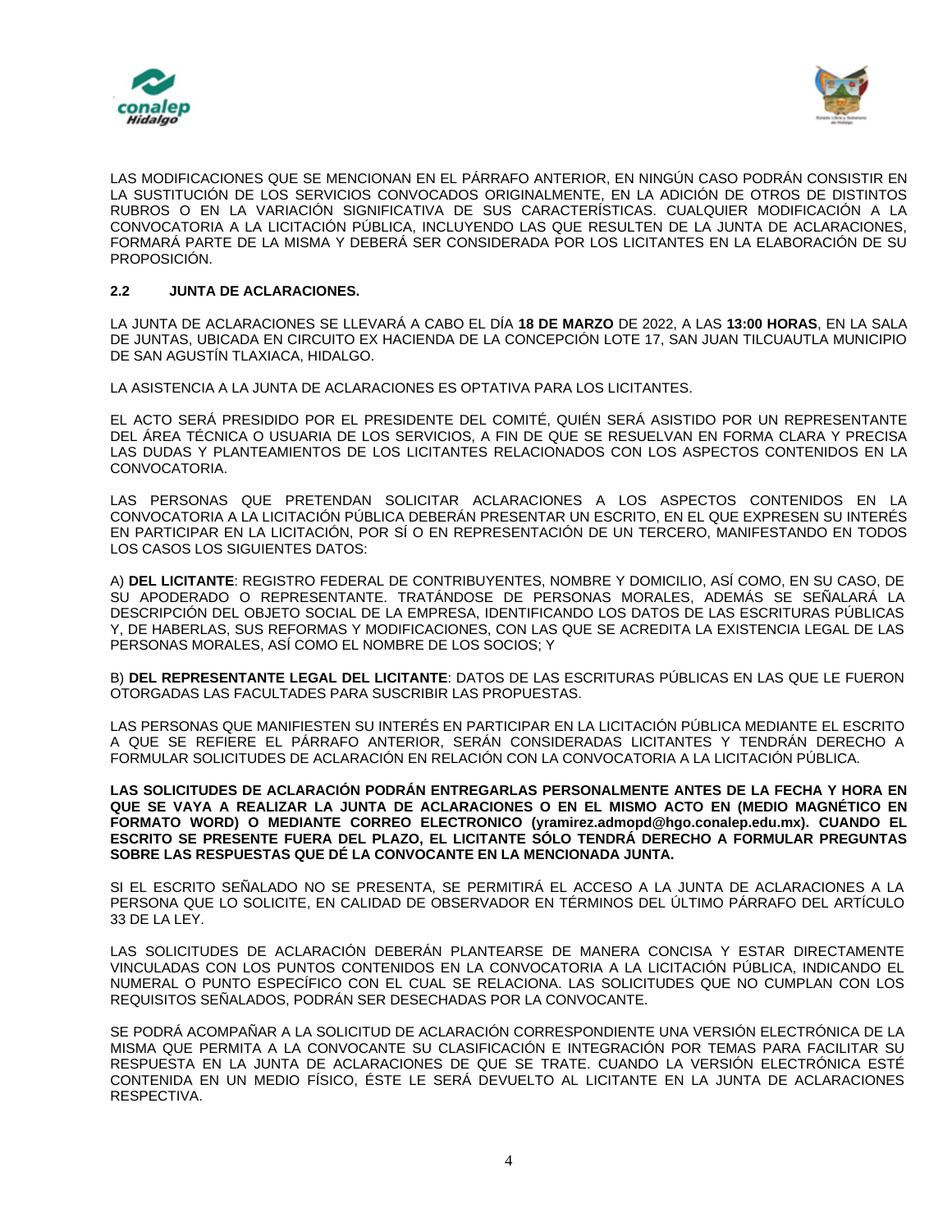LAS MODIFICACIONES QUE SE MENCIONAN EN EL PÁRRAFO ANTERIOR, EN NINGÚN CASO PODRÁN CONSISTIR EN LA SUSTITUCIÓN DE LOS SERVICIOS CONVOCADOS ORIGINALMENTE, EN LA ADICIÓN DE OTROS DE DISTINTOS RUBROS O EN LA VARIACIÓN SIGNIFICATIVA DE SUS CARACTERÍSTICAS. CUALQUIER MODIFICACIÓN A LA CONVOCATORIA A LA LICITACIÓN PÚBLICA, INCLUYENDO LAS QUE RESULTEN DE LA JUNTA DE ACLARACIONES, FORMARÁ PARTE DE LA MISMA Y DEBERÁ SER CONSIDERADA POR LOS LICITANTES EN LA ELABORACIÓN DE SU PROPOSICIÓN.

## 2.2 JUNTA DE ACLARACIONES.

LA JUNTA DE ACLARACIONES SE LLEVARÁ A CABO EL DÍA **18 DE MARZO** DE 2022, A LAS **13:00 HORAS**, EN LA SALA DE JUNTAS, UBICADA EN CIRCUITO EX HACIENDA DE LA CONCEPCIÓN LOTE 17, SAN JUAN TILCUAUTLA MUNICIPIO DE SAN AGUSTÍN TLAXIACA, HIDALGO.

LA ASISTENCIA A LA JUNTA DE ACLARACIONES ES OPTATIVA PARA LOS LICITANTES.

EL ACTO SERÁ PRESIDIDO POR EL PRESIDENTE DEL COMITÉ, QUIÉN SERÁ ASISTIDO POR UN REPRESENTANTE DEL ÁREA TÉCNICA O USUARIA DE LOS SERVICIOS, A FIN DE QUE SE RESUELVAN EN FORMA CLARA Y PRECISA LAS DUDAS Y PLANTEAMIENTOS DE LOS LICITANTES RELACIONADOS CON LOS ASPECTOS CONTENIDOS EN LA CONVOCATORIA.

LAS PERSONAS QUE PRETENDAN SOLICITAR ACLARACIONES A LOS ASPECTOS CONTENIDOS EN LA CONVOCATORIA A LA LICITACIÓN PÚBLICA DEBERÁN PRESENTAR UN ESCRITO, EN EL QUE EXPRESEN SU INTERÉS EN PARTICIPAR EN LA LICITACIÓN, POR SÍ O EN REPRESENTACIÓN DE UN TERCERO, MANIFESTANDO EN TODOS LOS CASOS LOS SIGUIENTES DATOS:

A) **DEL LICITANTE**: REGISTRO FEDERAL DE CONTRIBUYENTES, NOMBRE Y DOMICILIO, ASÍ COMO, EN SU CASO, DE SU APODERADO O REPRESENTANTE. TRATÁNDOSE DE PERSONAS MORALES, ADEMÁS SE SEÑALARÁ LA DESCRIPCIÓN DEL OBJETO SOCIAL DE LA EMPRESA, IDENTIFICANDO LOS DATOS DE LAS ESCRITURAS PÚBLICAS Y, DE HABERLAS, SUS REFORMAS Y MODIFICACIONES, CON LAS QUE SE ACREDITA LA EXISTENCIA LEGAL DE LAS PERSONAS MORALES, ASÍ COMO EL NOMBRE DE LOS SOCIOS; Y

B) **DEL REPRESENTANTE LEGAL DEL LICITANTE**: DATOS DE LAS ESCRITURAS PÚBLICAS EN LAS QUE LE FUERON OTORGADAS LAS FACULTADES PARA SUSCRIBIR LAS PROPUESTAS.

LAS PERSONAS QUE MANIFIESTEN SU INTERÉS EN PARTICIPAR EN LA LICITACIÓN PÚBLICA MEDIANTE EL ESCRITO A QUE SE REFIERE EL PÁRRAFO ANTERIOR, SERÁN CONSIDERADAS LICITANTES Y TENDRÁN DERECHO A FORMULAR SOLICITUDES DE ACLARACIÓN EN RELACIÓN CON LA CONVOCATORIA A LA LICITACIÓN PÚBLICA.

**LAS SOLICITUDES DE ACLARACIÓN PODRÁN ENTREGARLAS PERSONALMENTE ANTES DE LA FECHA Y HORA EN QUE SE VAYA A REALIZAR LA JUNTA DE ACLARACIONES O EN EL MISMO ACTO EN (MEDIO MAGNÉTICO EN FORMATO WORD) O MEDIANTE CORREO ELECTRONICO (yramirez.admopd@hgo.conalep.edu.mx). CUANDO EL ESCRITO SE PRESENTE FUERA DEL PLAZO, EL LICITANTE SÓLO TENDRÁ DERECHO A FORMULAR PREGUNTAS SOBRE LAS RESPUESTAS QUE DÉ LA CONVOCANTE EN LA MENCIONADA JUNTA.**

SI EL ESCRITO SEÑALADO NO SE PRESENTA, SE PERMITIRÁ EL ACCESO A LA JUNTA DE ACLARACIONES A LA PERSONA QUE LO SOLICITE, EN CALIDAD DE OBSERVADOR EN TÉRMINOS DEL ÚLTIMO PÁRRAFO DEL ARTÍCULO 33 DE LA LEY.

LAS SOLICITUDES DE ACLARACIÓN DEBERÁN PLANTEARSE DE MANERA CONCISA Y ESTAR DIRECTAMENTE VINCULADAS CON LOS PUNTOS CONTENIDOS EN LA CONVOCATORIA A LA LICITACIÓN PÚBLICA, INDICANDO EL NUMERAL O PUNTO ESPECÍFICO CON EL CUAL SE RELACIONA. LAS SOLICITUDES QUE NO CUMPLAN CON LOS REQUISITOS SEÑALADOS, PODRÁN SER DESECHADAS POR LA CONVOCANTE.

SE PODRÁ ACOMPAÑAR A LA SOLICITUD DE ACLARACIÓN CORRESPONDIENTE UNA VERSIÓN ELECTRÓNICA DE LA MISMA QUE PERMITA A LA CONVOCANTE SU CLASIFICACIÓN E INTEGRACIÓN POR TEMAS PARA FACILITAR SU RESPUESTA EN LA JUNTA DE ACLARACIONES DE QUE SE TRATE. CUANDO LA VERSIÓN ELECTRÓNICA ESTÉ CONTENIDA EN UN MEDIO FÍSICO, ÉSTE LE SERÁ DEVUELTO AL LICITANTE EN LA JUNTA DE ACLARACIONES RESPECTIVA.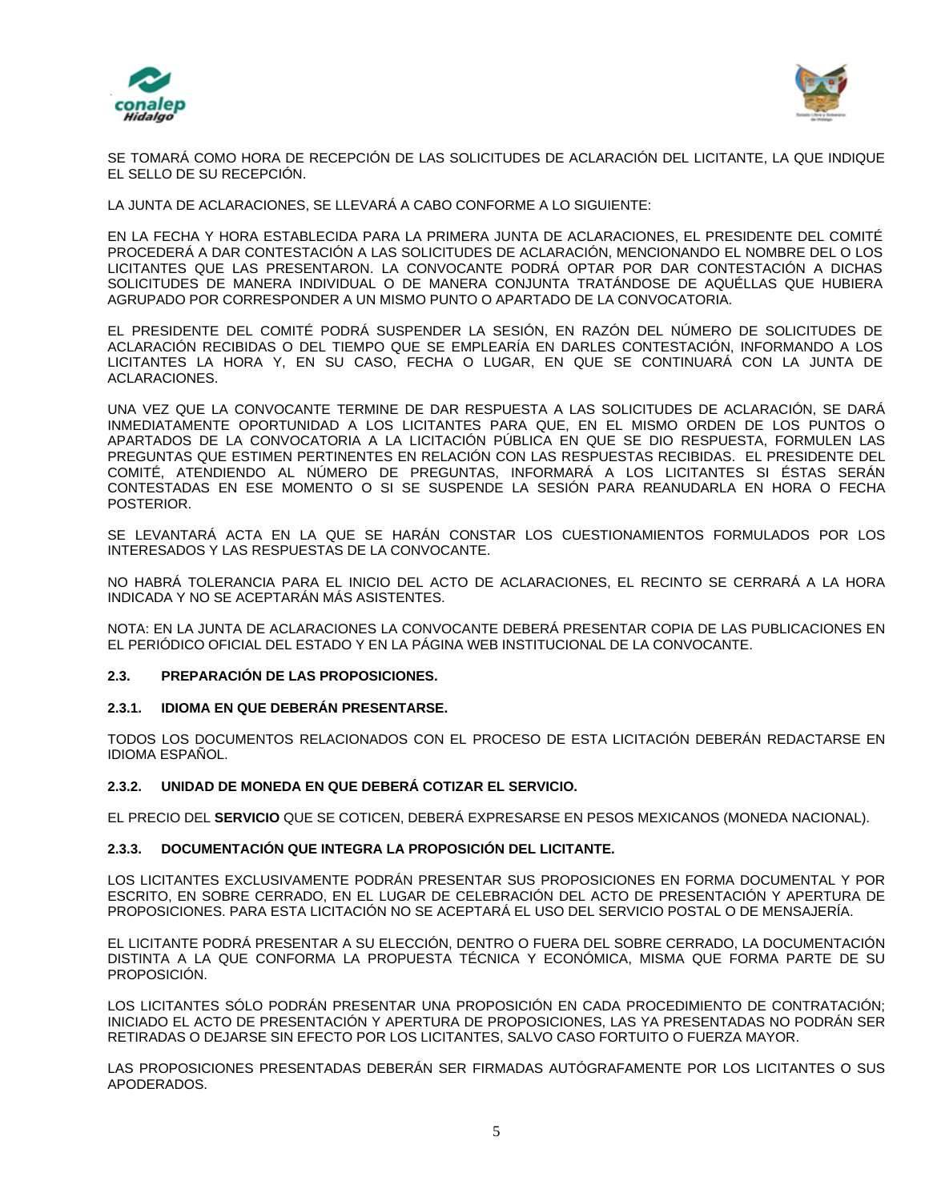SE TOMARÁ COMO HORA DE RECEPCIÓN DE LAS SOLICITUDES DE ACLARACIÓN DEL LICITANTE, LA QUE INDIQUE EL SELLO DE SU RECEPCIÓN.

LA JUNTA DE ACLARACIONES, SE LLEVARÁ A CABO CONFORME A LO SIGUIENTE:

EN LA FECHA Y HORA ESTABLECIDA PARA LA PRIMERA JUNTA DE ACLARACIONES, EL PRESIDENTE DEL COMITÉ PROCEDERÁ A DAR CONTESTACIÓN A LAS SOLICITUDES DE ACLARACIÓN, MENCIONANDO EL NOMBRE DEL O LOS LICITANTES QUE LAS PRESENTARON. LA CONVOCANTE PODRÁ OPTAR POR DAR CONTESTACIÓN A DICHAS SOLICITUDES DE MANERA INDIVIDUAL O DE MANERA CONJUNTA TRATÁNDOSE DE AQUÉLLAS QUE HUBIERA AGRUPADO POR CORRESPONDER A UN MISMO PUNTO O APARTADO DE LA CONVOCATORIA.

EL PRESIDENTE DEL COMITÉ PODRÁ SUSPENDER LA SESIÓN, EN RAZÓN DEL NÚMERO DE SOLICITUDES DE ACLARACIÓN RECIBIDAS O DEL TIEMPO QUE SE EMPLEARÍA EN DARLES CONTESTACIÓN, INFORMANDO A LOS LICITANTES LA HORA Y, EN SU CASO, FECHA O LUGAR, EN QUE SE CONTINUARÁ CON LA JUNTA DE ACLARACIONES.

UNA VEZ QUE LA CONVOCANTE TERMINE DE DAR RESPUESTA A LAS SOLICITUDES DE ACLARACIÓN, SE DARÁ INMEDIATAMENTE OPORTUNIDAD A LOS LICITANTES PARA QUE, EN EL MISMO ORDEN DE LOS PUNTOS O APARTADOS DE LA CONVOCATORIA A LA LICITACIÓN PÚBLICA EN QUE SE DIO RESPUESTA, FORMULEN LAS PREGUNTAS QUE ESTIMEN PERTINENTES EN RELACIÓN CON LAS RESPUESTAS RECIBIDAS. EL PRESIDENTE DEL COMITÉ, ATENDIENDO AL NÚMERO DE PREGUNTAS, INFORMARÁ A LOS LICITANTES SI ÉSTAS SERÁN CONTESTADAS EN ESE MOMENTO O SI SE SUSPENDE LA SESIÓN PARA REANUDARLA EN HORA O FECHA POSTERIOR.

SE LEVANTARÁ ACTA EN LA QUE SE HARÁN CONSTAR LOS CUESTIONAMIENTOS FORMULADOS POR LOS INTERESADOS Y LAS RESPUESTAS DE LA CONVOCANTE.

NO HABRÁ TOLERANCIA PARA EL INICIO DEL ACTO DE ACLARACIONES, EL RECINTO SE CERRARÁ A LA HORA INDICADA Y NO SE ACEPTARÁN MÁS ASISTENTES.

NOTA: EN LA JUNTA DE ACLARACIONES LA CONVOCANTE DEBERÁ PRESENTAR COPIA DE LAS PUBLICACIONES EN EL PERIÓDICO OFICIAL DEL ESTADO Y EN LA PÁGINA WEB INSTITUCIONAL DE LA CONVOCANTE.

### 2.3. PREPARACIÓN DE LAS PROPOSICIONES.

#### 2.3.1. IDIOMA EN QUE DEBERÁN PRESENTARSE.

TODOS LOS DOCUMENTOS RELACIONADOS CON EL PROCESO DE ESTA LICITACIÓN DEBERÁN REDACTARSE EN IDIOMA ESPAÑOL.

#### 2.3.2. UNIDAD DE MONEDA EN QUE DEBERÁ COTIZAR EL SERVICIO.

EL PRECIO DEL **SERVICIO** QUE SE COTICEN, DEBERÁ EXPRESARSE EN PESOS MEXICANOS (MONEDA NACIONAL).

#### 2.3.3. DOCUMENTACIÓN QUE INTEGRA LA PROPOSICIÓN DEL LICITANTE.

LOS LICITANTES EXCLUSIVAMENTE PODRÁN PRESENTAR SUS PROPOSICIONES EN FORMA DOCUMENTAL Y POR ESCRITO, EN SOBRE CERRADO, EN EL LUGAR DE CELEBRACIÓN DEL ACTO DE PRESENTACIÓN Y APERTURA DE PROPOSICIONES. PARA ESTA LICITACIÓN NO SE ACEPTARÁ EL USO DEL SERVICIO POSTAL O DE MENSAJERÍA.

EL LICITANTE PODRÁ PRESENTAR A SU ELECCIÓN, DENTRO O FUERA DEL SOBRE CERRADO, LA DOCUMENTACIÓN DISTINTA A LA QUE CONFORMA LA PROPUESTA TÉCNICA Y ECONÓMICA, MISMA QUE FORMA PARTE DE SU PROPOSICIÓN.

LOS LICITANTES SÓLO PODRÁN PRESENTAR UNA PROPOSICIÓN EN CADA PROCEDIMIENTO DE CONTRATACIÓN; INICIADO EL ACTO DE PRESENTACIÓN Y APERTURA DE PROPOSICIONES, LAS YA PRESENTADAS NO PODRÁN SER RETIRADAS O DEJARSE SIN EFECTO POR LOS LICITANTES, SALVO CASO FORTUITO O FUERZA MAYOR.

LAS PROPOSICIONES PRESENTADAS DEBERÁN SER FIRMADAS AUTÓGRAFAMENTE POR LOS LICITANTES O SUS APODERADOS.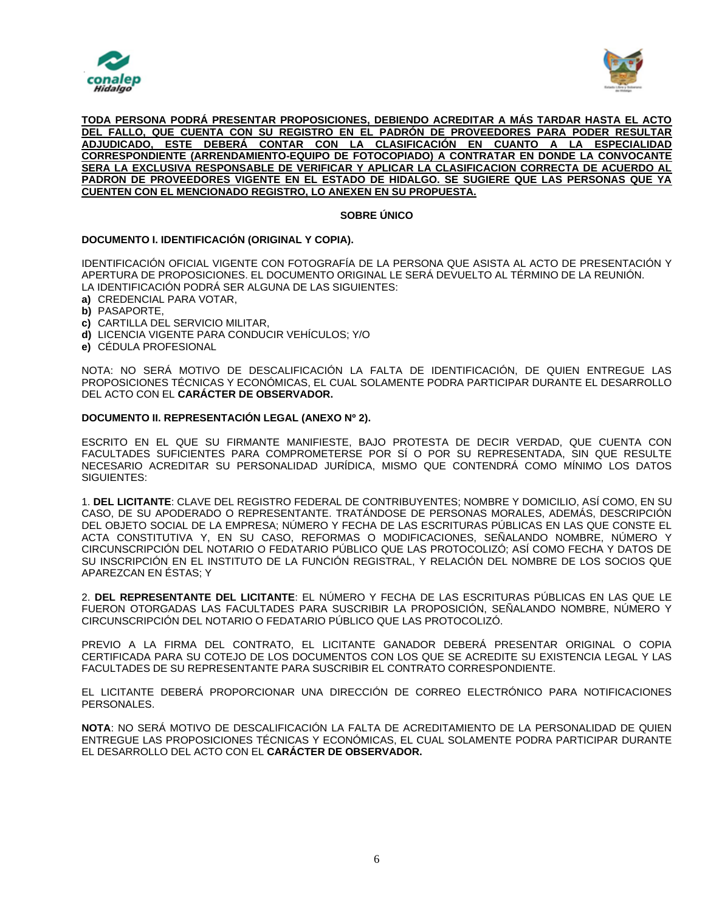**TODA PERSONA PODRÁ PRESENTAR PROPOSICIONES, DEBIENDO ACREDITAR A MÁS TARDAR HASTA EL ACTO DEL FALLO, QUE CUENTA CON SU REGISTRO EN EL PADRÓN DE PROVEEDORES PARA PODER RESULTAR ADJUDICADO, ESTE DEBERÁ CONTAR CON LA CLASIFICACIÓN EN CUANTO A LA ESPECIALIDAD CORRESPONDIENTE (ARRENDAMIENTO-EQUIPO DE FOTOCOPIADO) A CONTRATAR EN DONDE LA CONVOCANTE SERA LA EXCLUSIVA RESPONSABLE DE VERIFICAR Y APLICAR LA CLASIFICACION CORRECTA DE ACUERDO AL PADRON DE PROVEEDORES VIGENTE EN EL ESTADO DE HIDALGO. SE SUGIERE QUE LAS PERSONAS QUE YA CUENTEN CON EL MENCIONADO REGISTRO, LO ANEXEN EN SU PROPUESTA.**

## SOBRE ÚNICO

### DOCUMENTO I. IDENTIFICACIÓN (ORIGINAL Y COPIA).

IDENTIFICACIÓN OFICIAL VIGENTE CON FOTOGRAFÍA DE LA PERSONA QUE ASISTA AL ACTO DE PRESENTACIÓN Y APERTURA DE PROPOSICIONES. EL DOCUMENTO ORIGINAL LE SERÁ DEVUELTO AL TÉRMINO DE LA REUNIÓN.
LA IDENTIFICACIÓN PODRÁ SER ALGUNA DE LAS SIGUIENTES:

**a)** CREDENCIAL PARA VOTAR,
**b)** PASAPORTE,
**c)** CARTILLA DEL SERVICIO MILITAR,
**d)** LICENCIA VIGENTE PARA CONDUCIR VEHÍCULOS; Y/O
**e)** CÉDULA PROFESIONAL

NOTA: NO SERÁ MOTIVO DE DESCALIFICACIÓN LA FALTA DE IDENTIFICACIÓN, DE QUIEN ENTREGUE LAS PROPOSICIONES TÉCNICAS Y ECONÓMICAS, EL CUAL SOLAMENTE PODRA PARTICIPAR DURANTE EL DESARROLLO DEL ACTO CON EL **CARÁCTER DE OBSERVADOR.**

### DOCUMENTO II. REPRESENTACIÓN LEGAL (ANEXO Nº 2).

ESCRITO EN EL QUE SU FIRMANTE MANIFIESTE, BAJO PROTESTA DE DECIR VERDAD, QUE CUENTA CON FACULTADES SUFICIENTES PARA COMPROMETERSE POR SÍ O POR SU REPRESENTADA, SIN QUE RESULTE NECESARIO ACREDITAR SU PERSONALIDAD JURÍDICA, MISMO QUE CONTENDRÁ COMO MÍNIMO LOS DATOS SIGUIENTES:

1. **DEL LICITANTE**: CLAVE DEL REGISTRO FEDERAL DE CONTRIBUYENTES; NOMBRE Y DOMICILIO, ASÍ COMO, EN SU CASO, DE SU APODERADO O REPRESENTANTE. TRATÁNDOSE DE PERSONAS MORALES, ADEMÁS, DESCRIPCIÓN DEL OBJETO SOCIAL DE LA EMPRESA; NÚMERO Y FECHA DE LAS ESCRITURAS PÚBLICAS EN LAS QUE CONSTE EL ACTA CONSTITUTIVA Y, EN SU CASO, REFORMAS O MODIFICACIONES, SEÑALANDO NOMBRE, NÚMERO Y CIRCUNSCRIPCIÓN DEL NOTARIO O FEDATARIO PÚBLICO QUE LAS PROTOCOLIZÓ; ASÍ COMO FECHA Y DATOS DE SU INSCRIPCIÓN EN EL INSTITUTO DE LA FUNCIÓN REGISTRAL, Y RELACIÓN DEL NOMBRE DE LOS SOCIOS QUE APAREZCAN EN ÉSTAS; Y

2. **DEL REPRESENTANTE DEL LICITANTE**: EL NÚMERO Y FECHA DE LAS ESCRITURAS PÚBLICAS EN LAS QUE LE FUERON OTORGADAS LAS FACULTADES PARA SUSCRIBIR LA PROPOSICIÓN, SEÑALANDO NOMBRE, NÚMERO Y CIRCUNSCRIPCIÓN DEL NOTARIO O FEDATARIO PÚBLICO QUE LAS PROTOCOLIZÓ.

PREVIO A LA FIRMA DEL CONTRATO, EL LICITANTE GANADOR DEBERÁ PRESENTAR ORIGINAL O COPIA CERTIFICADA PARA SU COTEJO DE LOS DOCUMENTOS CON LOS QUE SE ACREDITE SU EXISTENCIA LEGAL Y LAS FACULTADES DE SU REPRESENTANTE PARA SUSCRIBIR EL CONTRATO CORRESPONDIENTE.

EL LICITANTE DEBERÁ PROPORCIONAR UNA DIRECCIÓN DE CORREO ELECTRÓNICO PARA NOTIFICACIONES PERSONALES.

**NOTA**: NO SERÁ MOTIVO DE DESCALIFICACIÓN LA FALTA DE ACREDITAMIENTO DE LA PERSONALIDAD DE QUIEN ENTREGUE LAS PROPOSICIONES TÉCNICAS Y ECONÓMICAS, EL CUAL SOLAMENTE PODRA PARTICIPAR DURANTE EL DESARROLLO DEL ACTO CON EL **CARÁCTER DE OBSERVADOR.**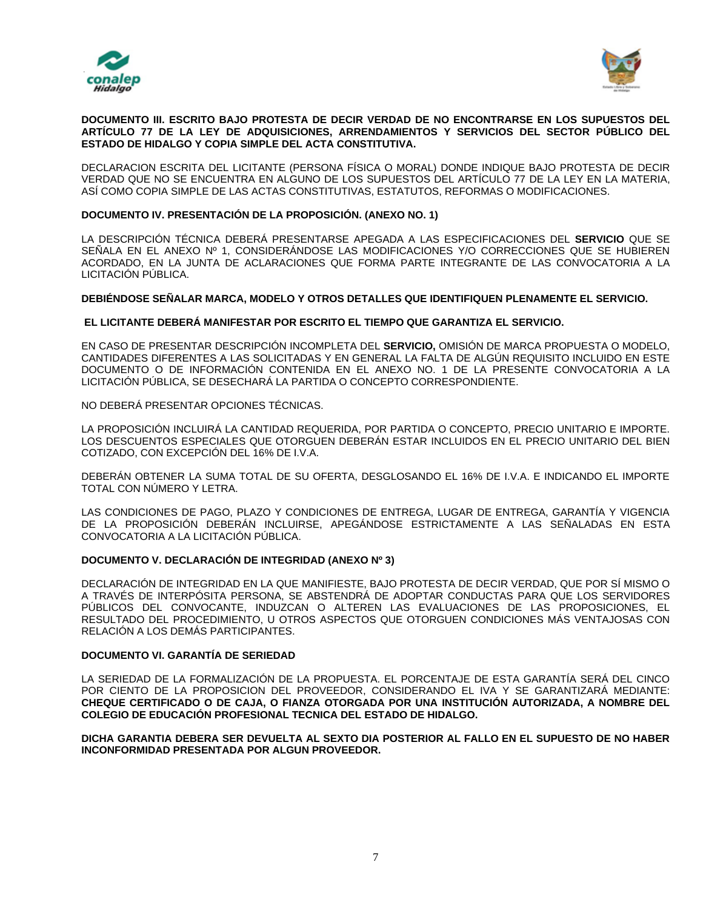**DOCUMENTO III. ESCRITO BAJO PROTESTA DE DECIR VERDAD DE NO ENCONTRARSE EN LOS SUPUESTOS DEL ARTÍCULO 77 DE LA LEY DE ADQUISICIONES, ARRENDAMIENTOS Y SERVICIOS DEL SECTOR PÚBLICO DEL ESTADO DE HIDALGO Y COPIA SIMPLE DEL ACTA CONSTITUTIVA.**

DECLARACION ESCRITA DEL LICITANTE (PERSONA FÍSICA O MORAL) DONDE INDIQUE BAJO PROTESTA DE DECIR VERDAD QUE NO SE ENCUENTRA EN ALGUNO DE LOS SUPUESTOS DEL ARTÍCULO 77 DE LA LEY EN LA MATERIA, ASÍ COMO COPIA SIMPLE DE LAS ACTAS CONSTITUTIVAS, ESTATUTOS, REFORMAS O MODIFICACIONES.

**DOCUMENTO IV. PRESENTACIÓN DE LA PROPOSICIÓN. (ANEXO NO. 1)**

LA DESCRIPCIÓN TÉCNICA DEBERÁ PRESENTARSE APEGADA A LAS ESPECIFICACIONES DEL **SERVICIO** QUE SE SEÑALA EN EL ANEXO Nº 1, CONSIDERÁNDOSE LAS MODIFICACIONES Y/O CORRECCIONES QUE SE HUBIEREN ACORDADO, EN LA JUNTA DE ACLARACIONES QUE FORMA PARTE INTEGRANTE DE LAS CONVOCATORIA A LA LICITACIÓN PÚBLICA.

**DEBIÉNDOSE SEÑALAR MARCA, MODELO Y OTROS DETALLES QUE IDENTIFIQUEN PLENAMENTE EL SERVICIO.**

**EL LICITANTE DEBERÁ MANIFESTAR POR ESCRITO EL TIEMPO QUE GARANTIZA EL SERVICIO.**

EN CASO DE PRESENTAR DESCRIPCIÓN INCOMPLETA DEL **SERVICIO,** OMISIÓN DE MARCA PROPUESTA O MODELO, CANTIDADES DIFERENTES A LAS SOLICITADAS Y EN GENERAL LA FALTA DE ALGÚN REQUISITO INCLUIDO EN ESTE DOCUMENTO O DE INFORMACIÓN CONTENIDA EN EL ANEXO NO. 1 DE LA PRESENTE CONVOCATORIA A LA LICITACIÓN PÚBLICA, SE DESECHARÁ LA PARTIDA O CONCEPTO CORRESPONDIENTE.

NO DEBERÁ PRESENTAR OPCIONES TÉCNICAS.

LA PROPOSICIÓN INCLUIRÁ LA CANTIDAD REQUERIDA, POR PARTIDA O CONCEPTO, PRECIO UNITARIO E IMPORTE. LOS DESCUENTOS ESPECIALES QUE OTORGUEN DEBERÁN ESTAR INCLUIDOS EN EL PRECIO UNITARIO DEL BIEN COTIZADO, CON EXCEPCIÓN DEL 16% DE I.V.A.

DEBERÁN OBTENER LA SUMA TOTAL DE SU OFERTA, DESGLOSANDO EL 16% DE I.V.A. E INDICANDO EL IMPORTE TOTAL CON NÚMERO Y LETRA.

LAS CONDICIONES DE PAGO, PLAZO Y CONDICIONES DE ENTREGA, LUGAR DE ENTREGA, GARANTÍA Y VIGENCIA DE LA PROPOSICIÓN DEBERÁN INCLUIRSE, APEGÁNDOSE ESTRICTAMENTE A LAS SEÑALADAS EN ESTA CONVOCATORIA A LA LICITACIÓN PÚBLICA.

**DOCUMENTO V. DECLARACIÓN DE INTEGRIDAD (ANEXO Nº 3)**

DECLARACIÓN DE INTEGRIDAD EN LA QUE MANIFIESTE, BAJO PROTESTA DE DECIR VERDAD, QUE POR SÍ MISMO O A TRAVÉS DE INTERPÓSITA PERSONA, SE ABSTENDRÁ DE ADOPTAR CONDUCTAS PARA QUE LOS SERVIDORES PÚBLICOS DEL CONVOCANTE, INDUZCAN O ALTEREN LAS EVALUACIONES DE LAS PROPOSICIONES, EL RESULTADO DEL PROCEDIMIENTO, U OTROS ASPECTOS QUE OTORGUEN CONDICIONES MÁS VENTAJOSAS CON RELACIÓN A LOS DEMÁS PARTICIPANTES.

**DOCUMENTO VI. GARANTÍA DE SERIEDAD**

LA SERIEDAD DE LA FORMALIZACIÓN DE LA PROPUESTA. EL PORCENTAJE DE ESTA GARANTÍA SERÁ DEL CINCO POR CIENTO DE LA PROPOSICION DEL PROVEEDOR, CONSIDERANDO EL IVA Y SE GARANTIZARÁ MEDIANTE: **CHEQUE CERTIFICADO O DE CAJA, O FIANZA OTORGADA POR UNA INSTITUCIÓN AUTORIZADA, A NOMBRE DEL COLEGIO DE EDUCACIÓN PROFESIONAL TECNICA DEL ESTADO DE HIDALGO.**

**DICHA GARANTIA DEBERA SER DEVUELTA AL SEXTO DIA POSTERIOR AL FALLO EN EL SUPUESTO DE NO HABER INCONFORMIDAD PRESENTADA POR ALGUN PROVEEDOR.**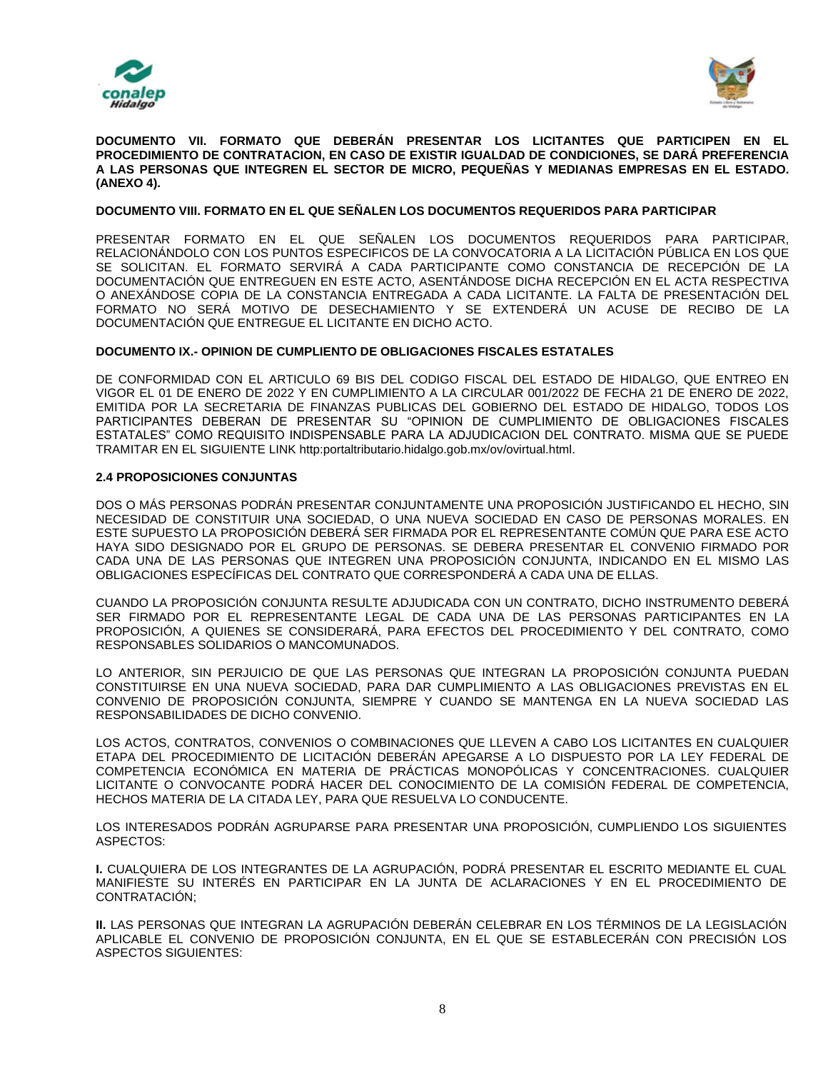**DOCUMENTO VII. FORMATO QUE DEBERÁN PRESENTAR LOS LICITANTES QUE PARTICIPEN EN EL PROCEDIMIENTO DE CONTRATACION, EN CASO DE EXISTIR IGUALDAD DE CONDICIONES, SE DARÁ PREFERENCIA A LAS PERSONAS QUE INTEGREN EL SECTOR DE MICRO, PEQUEÑAS Y MEDIANAS EMPRESAS EN EL ESTADO. (ANEXO 4).**

**DOCUMENTO VIII. FORMATO EN EL QUE SEÑALEN LOS DOCUMENTOS REQUERIDOS PARA PARTICIPAR**

PRESENTAR FORMATO EN EL QUE SEÑALEN LOS DOCUMENTOS REQUERIDOS PARA PARTICIPAR, RELACIONÁNDOLO CON LOS PUNTOS ESPECIFICOS DE LA CONVOCATORIA A LA LICITACIÓN PÚBLICA EN LOS QUE SE SOLICITAN. EL FORMATO SERVIRÁ A CADA PARTICIPANTE COMO CONSTANCIA DE RECEPCIÓN DE LA DOCUMENTACIÓN QUE ENTREGUEN EN ESTE ACTO, ASENTÁNDOSE DICHA RECEPCIÓN EN EL ACTA RESPECTIVA O ANEXÁNDOSE COPIA DE LA CONSTANCIA ENTREGADA A CADA LICITANTE. LA FALTA DE PRESENTACIÓN DEL FORMATO NO SERÁ MOTIVO DE DESECHAMIENTO Y SE EXTENDERÁ UN ACUSE DE RECIBO DE LA DOCUMENTACIÓN QUE ENTREGUE EL LICITANTE EN DICHO ACTO.

**DOCUMENTO IX.- OPINION DE CUMPLIENTO DE OBLIGACIONES FISCALES ESTATALES**

DE CONFORMIDAD CON EL ARTICULO 69 BIS DEL CODIGO FISCAL DEL ESTADO DE HIDALGO, QUE ENTREO EN VIGOR EL 01 DE ENERO DE 2022 Y EN CUMPLIMIENTO A LA CIRCULAR 001/2022 DE FECHA 21 DE ENERO DE 2022, EMITIDA POR LA SECRETARIA DE FINANZAS PUBLICAS DEL GOBIERNO DEL ESTADO DE HIDALGO, TODOS LOS PARTICIPANTES DEBERAN DE PRESENTAR SU "OPINION DE CUMPLIMIENTO DE OBLIGACIONES FISCALES ESTATALES" COMO REQUISITO INDISPENSABLE PARA LA ADJUDICACION DEL CONTRATO. MISMA QUE SE PUEDE TRAMITAR EN EL SIGUIENTE LINK http:portaltributario.hidalgo.gob.mx/ov/ovirtual.html.

**2.4 PROPOSICIONES CONJUNTAS**

DOS O MÁS PERSONAS PODRÁN PRESENTAR CONJUNTAMENTE UNA PROPOSICIÓN JUSTIFICANDO EL HECHO, SIN NECESIDAD DE CONSTITUIR UNA SOCIEDAD, O UNA NUEVA SOCIEDAD EN CASO DE PERSONAS MORALES. EN ESTE SUPUESTO LA PROPOSICIÓN DEBERÁ SER FIRMADA POR EL REPRESENTANTE COMÚN QUE PARA ESE ACTO HAYA SIDO DESIGNADO POR EL GRUPO DE PERSONAS. SE DEBERA PRESENTAR EL CONVENIO FIRMADO POR CADA UNA DE LAS PERSONAS QUE INTEGREN UNA PROPOSICIÓN CONJUNTA, INDICANDO EN EL MISMO LAS OBLIGACIONES ESPECÍFICAS DEL CONTRATO QUE CORRESPONDERÁ A CADA UNA DE ELLAS.

CUANDO LA PROPOSICIÓN CONJUNTA RESULTE ADJUDICADA CON UN CONTRATO, DICHO INSTRUMENTO DEBERÁ SER FIRMADO POR EL REPRESENTANTE LEGAL DE CADA UNA DE LAS PERSONAS PARTICIPANTES EN LA PROPOSICIÓN, A QUIENES SE CONSIDERARÁ, PARA EFECTOS DEL PROCEDIMIENTO Y DEL CONTRATO, COMO RESPONSABLES SOLIDARIOS O MANCOMUNADOS.

LO ANTERIOR, SIN PERJUICIO DE QUE LAS PERSONAS QUE INTEGRAN LA PROPOSICIÓN CONJUNTA PUEDAN CONSTITUIRSE EN UNA NUEVA SOCIEDAD, PARA DAR CUMPLIMIENTO A LAS OBLIGACIONES PREVISTAS EN EL CONVENIO DE PROPOSICIÓN CONJUNTA, SIEMPRE Y CUANDO SE MANTENGA EN LA NUEVA SOCIEDAD LAS RESPONSABILIDADES DE DICHO CONVENIO.

LOS ACTOS, CONTRATOS, CONVENIOS O COMBINACIONES QUE LLEVEN A CABO LOS LICITANTES EN CUALQUIER ETAPA DEL PROCEDIMIENTO DE LICITACIÓN DEBERÁN APEGARSE A LO DISPUESTO POR LA LEY FEDERAL DE COMPETENCIA ECONÓMICA EN MATERIA DE PRÁCTICAS MONOPÓLICAS Y CONCENTRACIONES. CUALQUIER LICITANTE O CONVOCANTE PODRÁ HACER DEL CONOCIMIENTO DE LA COMISIÓN FEDERAL DE COMPETENCIA, HECHOS MATERIA DE LA CITADA LEY, PARA QUE RESUELVA LO CONDUCENTE.

LOS INTERESADOS PODRÁN AGRUPARSE PARA PRESENTAR UNA PROPOSICIÓN, CUMPLIENDO LOS SIGUIENTES ASPECTOS:

**I.** CUALQUIERA DE LOS INTEGRANTES DE LA AGRUPACIÓN, PODRÁ PRESENTAR EL ESCRITO MEDIANTE EL CUAL MANIFIESTE SU INTERÉS EN PARTICIPAR EN LA JUNTA DE ACLARACIONES Y EN EL PROCEDIMIENTO DE CONTRATACIÓN;

**II.** LAS PERSONAS QUE INTEGRAN LA AGRUPACIÓN DEBERÁN CELEBRAR EN LOS TÉRMINOS DE LA LEGISLACIÓN APLICABLE EL CONVENIO DE PROPOSICIÓN CONJUNTA, EN EL QUE SE ESTABLECERÁN CON PRECISIÓN LOS ASPECTOS SIGUIENTES: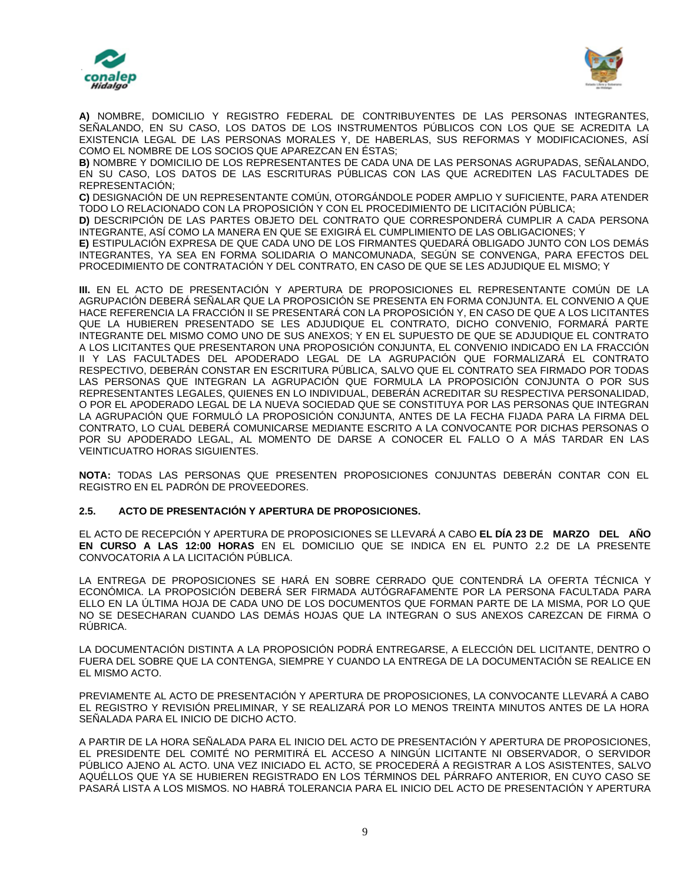**A)** NOMBRE, DOMICILIO Y REGISTRO FEDERAL DE CONTRIBUYENTES DE LAS PERSONAS INTEGRANTES, SEÑALANDO, EN SU CASO, LOS DATOS DE LOS INSTRUMENTOS PÚBLICOS CON LOS QUE SE ACREDITA LA EXISTENCIA LEGAL DE LAS PERSONAS MORALES Y, DE HABERLAS, SUS REFORMAS Y MODIFICACIONES, ASÍ COMO EL NOMBRE DE LOS SOCIOS QUE APAREZCAN EN ÉSTAS;

**B)** NOMBRE Y DOMICILIO DE LOS REPRESENTANTES DE CADA UNA DE LAS PERSONAS AGRUPADAS, SEÑALANDO, EN SU CASO, LOS DATOS DE LAS ESCRITURAS PÚBLICAS CON LAS QUE ACREDITEN LAS FACULTADES DE REPRESENTACIÓN;

**C)** DESIGNACIÓN DE UN REPRESENTANTE COMÚN, OTORGÁNDOLE PODER AMPLIO Y SUFICIENTE, PARA ATENDER TODO LO RELACIONADO CON LA PROPOSICIÓN Y CON EL PROCEDIMIENTO DE LICITACIÓN PÚBLICA;

**D)** DESCRIPCIÓN DE LAS PARTES OBJETO DEL CONTRATO QUE CORRESPONDERÁ CUMPLIR A CADA PERSONA INTEGRANTE, ASÍ COMO LA MANERA EN QUE SE EXIGIRÁ EL CUMPLIMIENTO DE LAS OBLIGACIONES; Y

**E)** ESTIPULACIÓN EXPRESA DE QUE CADA UNO DE LOS FIRMANTES QUEDARÁ OBLIGADO JUNTO CON LOS DEMÁS INTEGRANTES, YA SEA EN FORMA SOLIDARIA O MANCOMUNADA, SEGÚN SE CONVENGA, PARA EFECTOS DEL PROCEDIMIENTO DE CONTRATACIÓN Y DEL CONTRATO, EN CASO DE QUE SE LES ADJUDIQUE EL MISMO; Y

**III.** EN EL ACTO DE PRESENTACIÓN Y APERTURA DE PROPOSICIONES EL REPRESENTANTE COMÚN DE LA AGRUPACIÓN DEBERÁ SEÑALAR QUE LA PROPOSICIÓN SE PRESENTA EN FORMA CONJUNTA. EL CONVENIO A QUE HACE REFERENCIA LA FRACCIÓN II SE PRESENTARÁ CON LA PROPOSICIÓN Y, EN CASO DE QUE A LOS LICITANTES QUE LA HUBIEREN PRESENTADO SE LES ADJUDIQUE EL CONTRATO, DICHO CONVENIO, FORMARÁ PARTE INTEGRANTE DEL MISMO COMO UNO DE SUS ANEXOS; Y EN EL SUPUESTO DE QUE SE ADJUDIQUE EL CONTRATO A LOS LICITANTES QUE PRESENTARON UNA PROPOSICIÓN CONJUNTA, EL CONVENIO INDICADO EN LA FRACCIÓN II Y LAS FACULTADES DEL APODERADO LEGAL DE LA AGRUPACIÓN QUE FORMALIZARÁ EL CONTRATO RESPECTIVO, DEBERÁN CONSTAR EN ESCRITURA PÚBLICA, SALVO QUE EL CONTRATO SEA FIRMADO POR TODAS LAS PERSONAS QUE INTEGRAN LA AGRUPACIÓN QUE FORMULA LA PROPOSICIÓN CONJUNTA O POR SUS REPRESENTANTES LEGALES, QUIENES EN LO INDIVIDUAL, DEBERÁN ACREDITAR SU RESPECTIVA PERSONALIDAD, O POR EL APODERADO LEGAL DE LA NUEVA SOCIEDAD QUE SE CONSTITUYA POR LAS PERSONAS QUE INTEGRAN LA AGRUPACIÓN QUE FORMULÓ LA PROPOSICIÓN CONJUNTA, ANTES DE LA FECHA FIJADA PARA LA FIRMA DEL CONTRATO, LO CUAL DEBERÁ COMUNICARSE MEDIANTE ESCRITO A LA CONVOCANTE POR DICHAS PERSONAS O POR SU APODERADO LEGAL, AL MOMENTO DE DARSE A CONOCER EL FALLO O A MÁS TARDAR EN LAS VEINTICUATRO HORAS SIGUIENTES.

**NOTA:** TODAS LAS PERSONAS QUE PRESENTEN PROPOSICIONES CONJUNTAS DEBERÁN CONTAR CON EL REGISTRO EN EL PADRÓN DE PROVEEDORES.

### 2.5. ACTO DE PRESENTACIÓN Y APERTURA DE PROPOSICIONES.

EL ACTO DE RECEPCIÓN Y APERTURA DE PROPOSICIONES SE LLEVARÁ A CABO **EL DÍA 23 DE MARZO DEL AÑO EN CURSO A LAS 12:00 HORAS** EN EL DOMICILIO QUE SE INDICA EN EL PUNTO 2.2 DE LA PRESENTE CONVOCATORIA A LA LICITACIÓN PÚBLICA.

LA ENTREGA DE PROPOSICIONES SE HARÁ EN SOBRE CERRADO QUE CONTENDRÁ LA OFERTA TÉCNICA Y ECONÓMICA. LA PROPOSICIÓN DEBERÁ SER FIRMADA AUTÓGRAFAMENTE POR LA PERSONA FACULTADA PARA ELLO EN LA ÚLTIMA HOJA DE CADA UNO DE LOS DOCUMENTOS QUE FORMAN PARTE DE LA MISMA, POR LO QUE NO SE DESECHARAN CUANDO LAS DEMÁS HOJAS QUE LA INTEGRAN O SUS ANEXOS CAREZCAN DE FIRMA O RÚBRICA.

LA DOCUMENTACIÓN DISTINTA A LA PROPOSICIÓN PODRÁ ENTREGARSE, A ELECCIÓN DEL LICITANTE, DENTRO O FUERA DEL SOBRE QUE LA CONTENGA, SIEMPRE Y CUANDO LA ENTREGA DE LA DOCUMENTACIÓN SE REALICE EN EL MISMO ACTO.

PREVIAMENTE AL ACTO DE PRESENTACIÓN Y APERTURA DE PROPOSICIONES, LA CONVOCANTE LLEVARÁ A CABO EL REGISTRO Y REVISIÓN PRELIMINAR, Y SE REALIZARÁ POR LO MENOS TREINTA MINUTOS ANTES DE LA HORA SEÑALADA PARA EL INICIO DE DICHO ACTO.

A PARTIR DE LA HORA SEÑALADA PARA EL INICIO DEL ACTO DE PRESENTACIÓN Y APERTURA DE PROPOSICIONES, EL PRESIDENTE DEL COMITÉ NO PERMITIRÁ EL ACCESO A NINGÚN LICITANTE NI OBSERVADOR, O SERVIDOR PÚBLICO AJENO AL ACTO. UNA VEZ INICIADO EL ACTO, SE PROCEDERÁ A REGISTRAR A LOS ASISTENTES, SALVO AQUÉLLOS QUE YA SE HUBIEREN REGISTRADO EN LOS TÉRMINOS DEL PÁRRAFO ANTERIOR, EN CUYO CASO SE PASARÁ LISTA A LOS MISMOS. NO HABRÁ TOLERANCIA PARA EL INICIO DEL ACTO DE PRESENTACIÓN Y APERTURA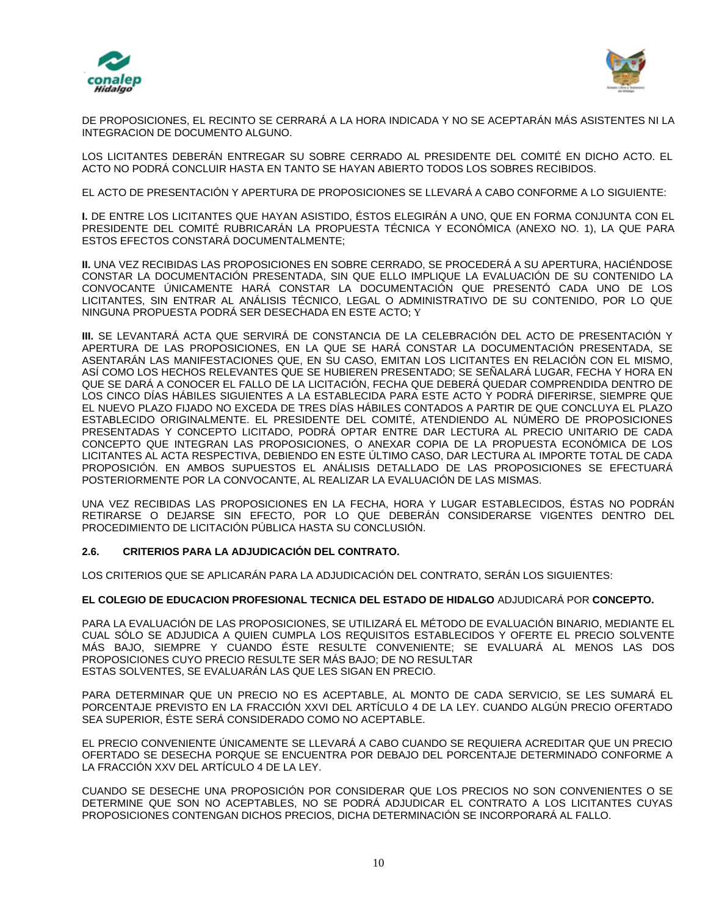DE PROPOSICIONES, EL RECINTO SE CERRARÁ A LA HORA INDICADA Y NO SE ACEPTARÁN MÁS ASISTENTES NI LA INTEGRACION DE DOCUMENTO ALGUNO.

LOS LICITANTES DEBERÁN ENTREGAR SU SOBRE CERRADO AL PRESIDENTE DEL COMITÉ EN DICHO ACTO. EL ACTO NO PODRÁ CONCLUIR HASTA EN TANTO SE HAYAN ABIERTO TODOS LOS SOBRES RECIBIDOS.

EL ACTO DE PRESENTACIÓN Y APERTURA DE PROPOSICIONES SE LLEVARÁ A CABO CONFORME A LO SIGUIENTE:

**I.** DE ENTRE LOS LICITANTES QUE HAYAN ASISTIDO, ÉSTOS ELEGIRÁN A UNO, QUE EN FORMA CONJUNTA CON EL PRESIDENTE DEL COMITÉ RUBRICARÁN LA PROPUESTA TÉCNICA Y ECONÓMICA (ANEXO NO. 1), LA QUE PARA ESTOS EFECTOS CONSTARÁ DOCUMENTALMENTE;

**II.** UNA VEZ RECIBIDAS LAS PROPOSICIONES EN SOBRE CERRADO, SE PROCEDERÁ A SU APERTURA, HACIÉNDOSE CONSTAR LA DOCUMENTACIÓN PRESENTADA, SIN QUE ELLO IMPLIQUE LA EVALUACIÓN DE SU CONTENIDO LA CONVOCANTE ÚNICAMENTE HARÁ CONSTAR LA DOCUMENTACIÓN QUE PRESENTÓ CADA UNO DE LOS LICITANTES, SIN ENTRAR AL ANÁLISIS TÉCNICO, LEGAL O ADMINISTRATIVO DE SU CONTENIDO, POR LO QUE NINGUNA PROPUESTA PODRÁ SER DESECHADA EN ESTE ACTO; Y

**III.** SE LEVANTARÁ ACTA QUE SERVIRÁ DE CONSTANCIA DE LA CELEBRACIÓN DEL ACTO DE PRESENTACIÓN Y APERTURA DE LAS PROPOSICIONES, EN LA QUE SE HARÁ CONSTAR LA DOCUMENTACIÓN PRESENTADA, SE ASENTARÁN LAS MANIFESTACIONES QUE, EN SU CASO, EMITAN LOS LICITANTES EN RELACIÓN CON EL MISMO, ASÍ COMO LOS HECHOS RELEVANTES QUE SE HUBIEREN PRESENTADO; SE SEÑALARÁ LUGAR, FECHA Y HORA EN QUE SE DARÁ A CONOCER EL FALLO DE LA LICITACIÓN, FECHA QUE DEBERÁ QUEDAR COMPRENDIDA DENTRO DE LOS CINCO DÍAS HÁBILES SIGUIENTES A LA ESTABLECIDA PARA ESTE ACTO Y PODRÁ DIFERIRSE, SIEMPRE QUE EL NUEVO PLAZO FIJADO NO EXCEDA DE TRES DÍAS HÁBILES CONTADOS A PARTIR DE QUE CONCLUYA EL PLAZO ESTABLECIDO ORIGINALMENTE. EL PRESIDENTE DEL COMITÉ, ATENDIENDO AL NÚMERO DE PROPOSICIONES PRESENTADAS Y CONCEPTO LICITADO, PODRÁ OPTAR ENTRE DAR LECTURA AL PRECIO UNITARIO DE CADA CONCEPTO QUE INTEGRAN LAS PROPOSICIONES, O ANEXAR COPIA DE LA PROPUESTA ECONÓMICA DE LOS LICITANTES AL ACTA RESPECTIVA, DEBIENDO EN ESTE ÚLTIMO CASO, DAR LECTURA AL IMPORTE TOTAL DE CADA PROPOSICIÓN. EN AMBOS SUPUESTOS EL ANÁLISIS DETALLADO DE LAS PROPOSICIONES SE EFECTUARÁ POSTERIORMENTE POR LA CONVOCANTE, AL REALIZAR LA EVALUACIÓN DE LAS MISMAS.

UNA VEZ RECIBIDAS LAS PROPOSICIONES EN LA FECHA, HORA Y LUGAR ESTABLECIDOS, ÉSTAS NO PODRÁN RETIRARSE O DEJARSE SIN EFECTO, POR LO QUE DEBERÁN CONSIDERARSE VIGENTES DENTRO DEL PROCEDIMIENTO DE LICITACIÓN PÚBLICA HASTA SU CONCLUSIÓN.

### 2.6. CRITERIOS PARA LA ADJUDICACIÓN DEL CONTRATO.

LOS CRITERIOS QUE SE APLICARÁN PARA LA ADJUDICACIÓN DEL CONTRATO, SERÁN LOS SIGUIENTES:

**EL COLEGIO DE EDUCACION PROFESIONAL TECNICA DEL ESTADO DE HIDALGO** ADJUDICARÁ POR **CONCEPTO.**

PARA LA EVALUACIÓN DE LAS PROPOSICIONES, SE UTILIZARÁ EL MÉTODO DE EVALUACIÓN BINARIO, MEDIANTE EL CUAL SÓLO SE ADJUDICA A QUIEN CUMPLA LOS REQUISITOS ESTABLECIDOS Y OFERTE EL PRECIO SOLVENTE MÁS BAJO, SIEMPRE Y CUANDO ÉSTE RESULTE CONVENIENTE; SE EVALUARÁ AL MENOS LAS DOS PROPOSICIONES CUYO PRECIO RESULTE SER MÁS BAJO; DE NO RESULTAR ESTAS SOLVENTES, SE EVALUARÁN LAS QUE LES SIGAN EN PRECIO.

PARA DETERMINAR QUE UN PRECIO NO ES ACEPTABLE, AL MONTO DE CADA SERVICIO, SE LES SUMARÁ EL PORCENTAJE PREVISTO EN LA FRACCIÓN XXVI DEL ARTÍCULO 4 DE LA LEY. CUANDO ALGÚN PRECIO OFERTADO SEA SUPERIOR, ÉSTE SERÁ CONSIDERADO COMO NO ACEPTABLE.

EL PRECIO CONVENIENTE ÚNICAMENTE SE LLEVARÁ A CABO CUANDO SE REQUIERA ACREDITAR QUE UN PRECIO OFERTADO SE DESECHA PORQUE SE ENCUENTRA POR DEBAJO DEL PORCENTAJE DETERMINADO CONFORME A LA FRACCIÓN XXV DEL ARTÍCULO 4 DE LA LEY.

CUANDO SE DESECHE UNA PROPOSICIÓN POR CONSIDERAR QUE LOS PRECIOS NO SON CONVENIENTES O SE DETERMINE QUE SON NO ACEPTABLES, NO SE PODRÁ ADJUDICAR EL CONTRATO A LOS LICITANTES CUYAS PROPOSICIONES CONTENGAN DICHOS PRECIOS, DICHA DETERMINACIÓN SE INCORPORARÁ AL FALLO.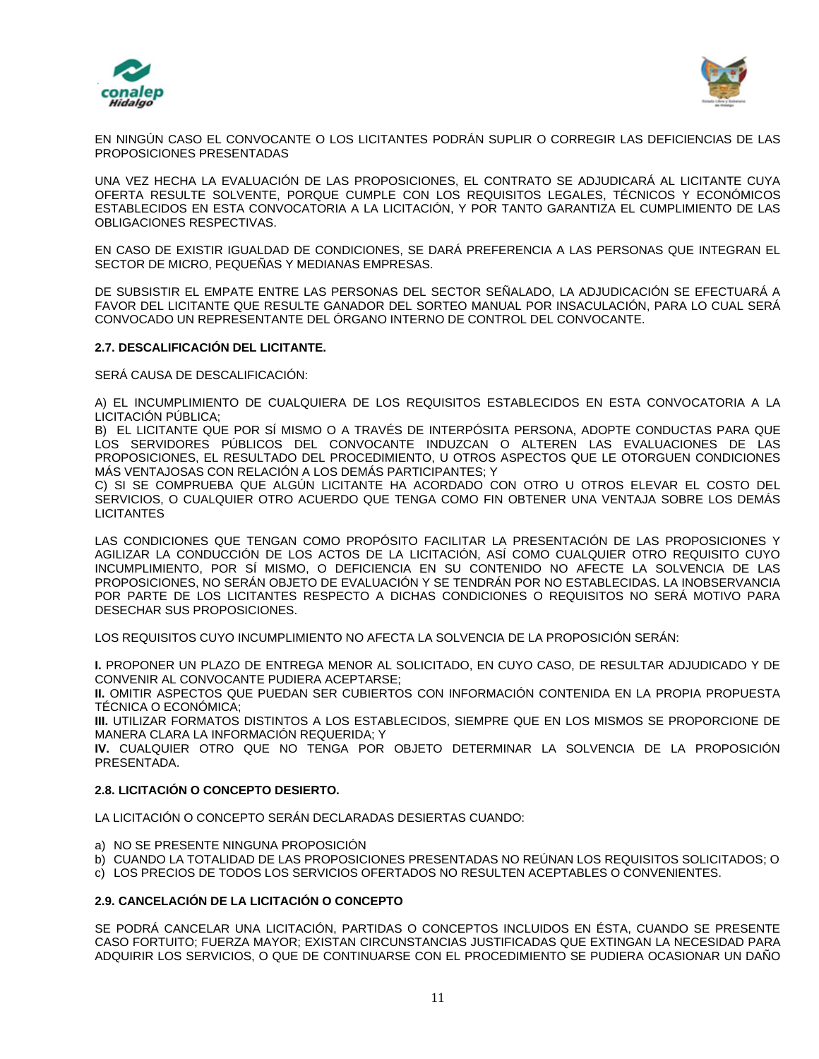EN NINGÚN CASO EL CONVOCANTE O LOS LICITANTES PODRÁN SUPLIR O CORREGIR LAS DEFICIENCIAS DE LAS PROPOSICIONES PRESENTADAS

UNA VEZ HECHA LA EVALUACIÓN DE LAS PROPOSICIONES, EL CONTRATO SE ADJUDICARÁ AL LICITANTE CUYA OFERTA RESULTE SOLVENTE, PORQUE CUMPLE CON LOS REQUISITOS LEGALES, TÉCNICOS Y ECONÓMICOS ESTABLECIDOS EN ESTA CONVOCATORIA A LA LICITACIÓN, Y POR TANTO GARANTIZA EL CUMPLIMIENTO DE LAS OBLIGACIONES RESPECTIVAS.

EN CASO DE EXISTIR IGUALDAD DE CONDICIONES, SE DARÁ PREFERENCIA A LAS PERSONAS QUE INTEGRAN EL SECTOR DE MICRO, PEQUEÑAS Y MEDIANAS EMPRESAS.

DE SUBSISTIR EL EMPATE ENTRE LAS PERSONAS DEL SECTOR SEÑALADO, LA ADJUDICACIÓN SE EFECTUARÁ A FAVOR DEL LICITANTE QUE RESULTE GANADOR DEL SORTEO MANUAL POR INSACULACIÓN, PARA LO CUAL SERÁ CONVOCADO UN REPRESENTANTE DEL ÓRGANO INTERNO DE CONTROL DEL CONVOCANTE.

**2.7. DESCALIFICACIÓN DEL LICITANTE.**

SERÁ CAUSA DE DESCALIFICACIÓN:

A) EL INCUMPLIMIENTO DE CUALQUIERA DE LOS REQUISITOS ESTABLECIDOS EN ESTA CONVOCATORIA A LA LICITACIÓN PÚBLICA;
B) EL LICITANTE QUE POR SÍ MISMO O A TRAVÉS DE INTERPÓSITA PERSONA, ADOPTE CONDUCTAS PARA QUE LOS SERVIDORES PÚBLICOS DEL CONVOCANTE INDUZCAN O ALTEREN LAS EVALUACIONES DE LAS PROPOSICIONES, EL RESULTADO DEL PROCEDIMIENTO, U OTROS ASPECTOS QUE LE OTORGUEN CONDICIONES MÁS VENTAJOSAS CON RELACIÓN A LOS DEMÁS PARTICIPANTES; Y
C) SI SE COMPRUEBA QUE ALGÚN LICITANTE HA ACORDADO CON OTRO U OTROS ELEVAR EL COSTO DEL SERVICIOS, O CUALQUIER OTRO ACUERDO QUE TENGA COMO FIN OBTENER UNA VENTAJA SOBRE LOS DEMÁS LICITANTES

LAS CONDICIONES QUE TENGAN COMO PROPÓSITO FACILITAR LA PRESENTACIÓN DE LAS PROPOSICIONES Y AGILIZAR LA CONDUCCIÓN DE LOS ACTOS DE LA LICITACIÓN, ASÍ COMO CUALQUIER OTRO REQUISITO CUYO INCUMPLIMIENTO, POR SÍ MISMO, O DEFICIENCIA EN SU CONTENIDO NO AFECTE LA SOLVENCIA DE LAS PROPOSICIONES, NO SERÁN OBJETO DE EVALUACIÓN Y SE TENDRÁN POR NO ESTABLECIDAS. LA INOBSERVANCIA POR PARTE DE LOS LICITANTES RESPECTO A DICHAS CONDICIONES O REQUISITOS NO SERÁ MOTIVO PARA DESECHAR SUS PROPOSICIONES.

LOS REQUISITOS CUYO INCUMPLIMIENTO NO AFECTA LA SOLVENCIA DE LA PROPOSICIÓN SERÁN:

**I.** PROPONER UN PLAZO DE ENTREGA MENOR AL SOLICITADO, EN CUYO CASO, DE RESULTAR ADJUDICADO Y DE CONVENIR AL CONVOCANTE PUDIERA ACEPTARSE;
**II.** OMITIR ASPECTOS QUE PUEDAN SER CUBIERTOS CON INFORMACIÓN CONTENIDA EN LA PROPIA PROPUESTA TÉCNICA O ECONÓMICA;
**III.** UTILIZAR FORMATOS DISTINTOS A LOS ESTABLECIDOS, SIEMPRE QUE EN LOS MISMOS SE PROPORCIONE DE MANERA CLARA LA INFORMACIÓN REQUERIDA; Y
**IV.** CUALQUIER OTRO QUE NO TENGA POR OBJETO DETERMINAR LA SOLVENCIA DE LA PROPOSICIÓN PRESENTADA.

**2.8. LICITACIÓN O CONCEPTO DESIERTO.**

LA LICITACIÓN O CONCEPTO SERÁN DECLARADAS DESIERTAS CUANDO:

a) NO SE PRESENTE NINGUNA PROPOSICIÓN
b) CUANDO LA TOTALIDAD DE LAS PROPOSICIONES PRESENTADAS NO REÚNAN LOS REQUISITOS SOLICITADOS; O
c) LOS PRECIOS DE TODOS LOS SERVICIOS OFERTADOS NO RESULTEN ACEPTABLES O CONVENIENTES.

**2.9. CANCELACIÓN DE LA LICITACIÓN O CONCEPTO**

SE PODRÁ CANCELAR UNA LICITACIÓN, PARTIDAS O CONCEPTOS INCLUIDOS EN ÉSTA, CUANDO SE PRESENTE CASO FORTUITO; FUERZA MAYOR; EXISTAN CIRCUNSTANCIAS JUSTIFICADAS QUE EXTINGAN LA NECESIDAD PARA ADQUIRIR LOS SERVICIOS, O QUE DE CONTINUARSE CON EL PROCEDIMIENTO SE PUDIERA OCASIONAR UN DAÑO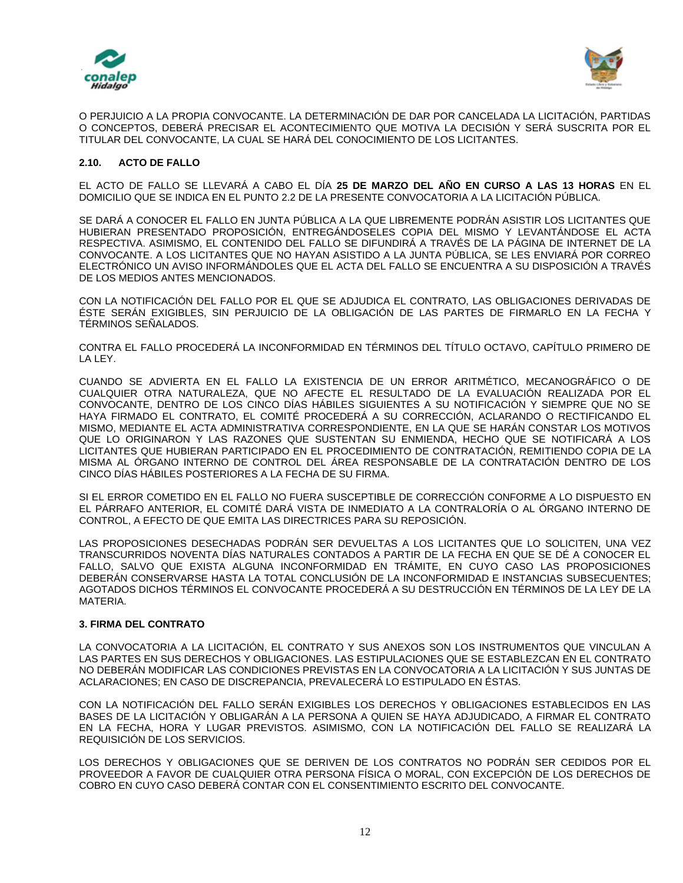O PERJUICIO A LA PROPIA CONVOCANTE. LA DETERMINACIÓN DE DAR POR CANCELADA LA LICITACIÓN, PARTIDAS O CONCEPTOS, DEBERÁ PRECISAR EL ACONTECIMIENTO QUE MOTIVA LA DECISIÓN Y SERÁ SUSCRITA POR EL TITULAR DEL CONVOCANTE, LA CUAL SE HARÁ DEL CONOCIMIENTO DE LOS LICITANTES.

### 2.10. ACTO DE FALLO

EL ACTO DE FALLO SE LLEVARÁ A CABO EL DÍA **25 DE MARZO DEL AÑO EN CURSO A LAS 13 HORAS** EN EL DOMICILIO QUE SE INDICA EN EL PUNTO 2.2 DE LA PRESENTE CONVOCATORIA A LA LICITACIÓN PÚBLICA.

SE DARÁ A CONOCER EL FALLO EN JUNTA PÚBLICA A LA QUE LIBREMENTE PODRÁN ASISTIR LOS LICITANTES QUE HUBIERAN PRESENTADO PROPOSICIÓN, ENTREGÁNDOSELES COPIA DEL MISMO Y LEVANTÁNDOSE EL ACTA RESPECTIVA. ASIMISMO, EL CONTENIDO DEL FALLO SE DIFUNDIRÁ A TRAVÉS DE LA PÁGINA DE INTERNET DE LA CONVOCANTE. A LOS LICITANTES QUE NO HAYAN ASISTIDO A LA JUNTA PÚBLICA, SE LES ENVIARÁ POR CORREO ELECTRÓNICO UN AVISO INFORMÁNDOLES QUE EL ACTA DEL FALLO SE ENCUENTRA A SU DISPOSICIÓN A TRAVÉS DE LOS MEDIOS ANTES MENCIONADOS.

CON LA NOTIFICACIÓN DEL FALLO POR EL QUE SE ADJUDICA EL CONTRATO, LAS OBLIGACIONES DERIVADAS DE ÉSTE SERÁN EXIGIBLES, SIN PERJUICIO DE LA OBLIGACIÓN DE LAS PARTES DE FIRMARLO EN LA FECHA Y TÉRMINOS SEÑALADOS.

CONTRA EL FALLO PROCEDERÁ LA INCONFORMIDAD EN TÉRMINOS DEL TÍTULO OCTAVO, CAPÍTULO PRIMERO DE LA LEY.

CUANDO SE ADVIERTA EN EL FALLO LA EXISTENCIA DE UN ERROR ARITMÉTICO, MECANOGRÁFICO O DE CUALQUIER OTRA NATURALEZA, QUE NO AFECTE EL RESULTADO DE LA EVALUACIÓN REALIZADA POR EL CONVOCANTE, DENTRO DE LOS CINCO DÍAS HÁBILES SIGUIENTES A SU NOTIFICACIÓN Y SIEMPRE QUE NO SE HAYA FIRMADO EL CONTRATO, EL COMITÉ PROCEDERÁ A SU CORRECCIÓN, ACLARANDO O RECTIFICANDO EL MISMO, MEDIANTE EL ACTA ADMINISTRATIVA CORRESPONDIENTE, EN LA QUE SE HARÁN CONSTAR LOS MOTIVOS QUE LO ORIGINARON Y LAS RAZONES QUE SUSTENTAN SU ENMIENDA, HECHO QUE SE NOTIFICARÁ A LOS LICITANTES QUE HUBIERAN PARTICIPADO EN EL PROCEDIMIENTO DE CONTRATACIÓN, REMITIENDO COPIA DE LA MISMA AL ÓRGANO INTERNO DE CONTROL DEL ÁREA RESPONSABLE DE LA CONTRATACIÓN DENTRO DE LOS CINCO DÍAS HÁBILES POSTERIORES A LA FECHA DE SU FIRMA.

SI EL ERROR COMETIDO EN EL FALLO NO FUERA SUSCEPTIBLE DE CORRECCIÓN CONFORME A LO DISPUESTO EN EL PÁRRAFO ANTERIOR, EL COMITÉ DARÁ VISTA DE INMEDIATO A LA CONTRALORÍA O AL ÓRGANO INTERNO DE CONTROL, A EFECTO DE QUE EMITA LAS DIRECTRICES PARA SU REPOSICIÓN.

LAS PROPOSICIONES DESECHADAS PODRÁN SER DEVUELTAS A LOS LICITANTES QUE LO SOLICITEN, UNA VEZ TRANSCURRIDOS NOVENTA DÍAS NATURALES CONTADOS A PARTIR DE LA FECHA EN QUE SE DÉ A CONOCER EL FALLO, SALVO QUE EXISTA ALGUNA INCONFORMIDAD EN TRÁMITE, EN CUYO CASO LAS PROPOSICIONES DEBERÁN CONSERVARSE HASTA LA TOTAL CONCLUSIÓN DE LA INCONFORMIDAD E INSTANCIAS SUBSECUENTES; AGOTADOS DICHOS TÉRMINOS EL CONVOCANTE PROCEDERÁ A SU DESTRUCCIÓN EN TÉRMINOS DE LA LEY DE LA MATERIA.

## 3. FIRMA DEL CONTRATO

LA CONVOCATORIA A LA LICITACIÓN, EL CONTRATO Y SUS ANEXOS SON LOS INSTRUMENTOS QUE VINCULAN A LAS PARTES EN SUS DERECHOS Y OBLIGACIONES. LAS ESTIPULACIONES QUE SE ESTABLEZCAN EN EL CONTRATO NO DEBERÁN MODIFICAR LAS CONDICIONES PREVISTAS EN LA CONVOCATORIA A LA LICITACIÓN Y SUS JUNTAS DE ACLARACIONES; EN CASO DE DISCREPANCIA, PREVALECERÁ LO ESTIPULADO EN ÉSTAS.

CON LA NOTIFICACIÓN DEL FALLO SERÁN EXIGIBLES LOS DERECHOS Y OBLIGACIONES ESTABLECIDOS EN LAS BASES DE LA LICITACIÓN Y OBLIGARÁN A LA PERSONA A QUIEN SE HAYA ADJUDICADO, A FIRMAR EL CONTRATO EN LA FECHA, HORA Y LUGAR PREVISTOS. ASIMISMO, CON LA NOTIFICACIÓN DEL FALLO SE REALIZARÁ LA REQUISICIÓN DE LOS SERVICIOS.

LOS DERECHOS Y OBLIGACIONES QUE SE DERIVEN DE LOS CONTRATOS NO PODRÁN SER CEDIDOS POR EL PROVEEDOR A FAVOR DE CUALQUIER OTRA PERSONA FÍSICA O MORAL, CON EXCEPCIÓN DE LOS DERECHOS DE COBRO EN CUYO CASO DEBERÁ CONTAR CON EL CONSENTIMIENTO ESCRITO DEL CONVOCANTE.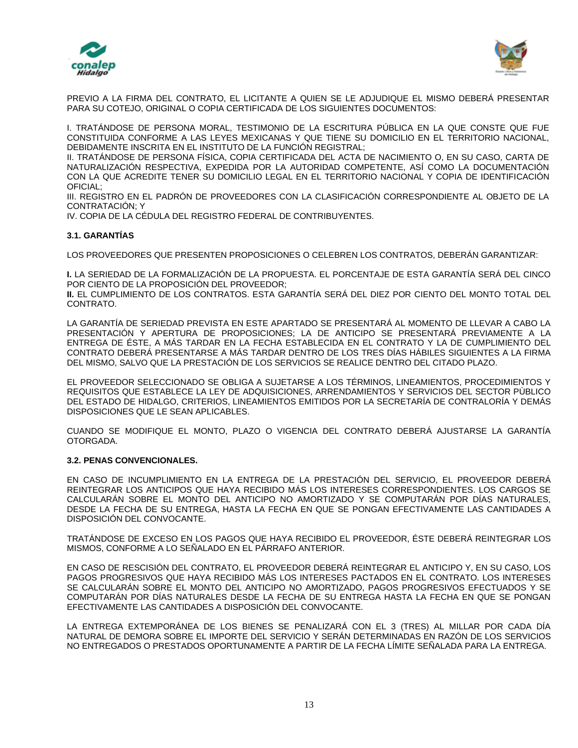PREVIO A LA FIRMA DEL CONTRATO, EL LICITANTE A QUIEN SE LE ADJUDIQUE EL MISMO DEBERÁ PRESENTAR PARA SU COTEJO, ORIGINAL O COPIA CERTIFICADA DE LOS SIGUIENTES DOCUMENTOS:

I. TRATÁNDOSE DE PERSONA MORAL, TESTIMONIO DE LA ESCRITURA PÚBLICA EN LA QUE CONSTE QUE FUE CONSTITUIDA CONFORME A LAS LEYES MEXICANAS Y QUE TIENE SU DOMICILIO EN EL TERRITORIO NACIONAL, DEBIDAMENTE INSCRITA EN EL INSTITUTO DE LA FUNCIÓN REGISTRAL;
II. TRATÁNDOSE DE PERSONA FÍSICA, COPIA CERTIFICADA DEL ACTA DE NACIMIENTO O, EN SU CASO, CARTA DE NATURALIZACIÓN RESPECTIVA, EXPEDIDA POR LA AUTORIDAD COMPETENTE, ASÍ COMO LA DOCUMENTACIÓN CON LA QUE ACREDITE TENER SU DOMICILIO LEGAL EN EL TERRITORIO NACIONAL Y COPIA DE IDENTIFICACIÓN OFICIAL;
III. REGISTRO EN EL PADRÓN DE PROVEEDORES CON LA CLASIFICACIÓN CORRESPONDIENTE AL OBJETO DE LA CONTRATACIÓN; Y
IV. COPIA DE LA CÉDULA DEL REGISTRO FEDERAL DE CONTRIBUYENTES.

**3.1. GARANTÍAS**

LOS PROVEEDORES QUE PRESENTEN PROPOSICIONES O CELEBREN LOS CONTRATOS, DEBERÁN GARANTIZAR:

**I.** LA SERIEDAD DE LA FORMALIZACIÓN DE LA PROPUESTA. EL PORCENTAJE DE ESTA GARANTÍA SERÁ DEL CINCO POR CIENTO DE LA PROPOSICIÓN DEL PROVEEDOR;
**II.** EL CUMPLIMIENTO DE LOS CONTRATOS. ESTA GARANTÍA SERÁ DEL DIEZ POR CIENTO DEL MONTO TOTAL DEL CONTRATO.

LA GARANTÍA DE SERIEDAD PREVISTA EN ESTE APARTADO SE PRESENTARÁ AL MOMENTO DE LLEVAR A CABO LA PRESENTACIÓN Y APERTURA DE PROPOSICIONES; LA DE ANTICIPO SE PRESENTARÁ PREVIAMENTE A LA ENTREGA DE ÉSTE, A MÁS TARDAR EN LA FECHA ESTABLECIDA EN EL CONTRATO Y LA DE CUMPLIMIENTO DEL CONTRATO DEBERÁ PRESENTARSE A MÁS TARDAR DENTRO DE LOS TRES DÍAS HÁBILES SIGUIENTES A LA FIRMA DEL MISMO, SALVO QUE LA PRESTACIÓN DE LOS SERVICIOS SE REALICE DENTRO DEL CITADO PLAZO.

EL PROVEEDOR SELECCIONADO SE OBLIGA A SUJETARSE A LOS TÉRMINOS, LINEAMIENTOS, PROCEDIMIENTOS Y REQUISITOS QUE ESTABLECE LA LEY DE ADQUISICIONES, ARRENDAMIENTOS Y SERVICIOS DEL SECTOR PÙBLICO DEL ESTADO DE HIDALGO, CRITERIOS, LINEAMIENTOS EMITIDOS POR LA SECRETARÍA DE CONTRALORÍA Y DEMÁS DISPOSICIONES QUE LE SEAN APLICABLES.

CUANDO SE MODIFIQUE EL MONTO, PLAZO O VIGENCIA DEL CONTRATO DEBERÁ AJUSTARSE LA GARANTÍA OTORGADA.

**3.2. PENAS CONVENCIONALES.**

EN CASO DE INCUMPLIMIENTO EN LA ENTREGA DE LA PRESTACIÓN DEL SERVICIO, EL PROVEEDOR DEBERÁ REINTEGRAR LOS ANTICIPOS QUE HAYA RECIBIDO MÁS LOS INTERESES CORRESPONDIENTES. LOS CARGOS SE CALCULARÁN SOBRE EL MONTO DEL ANTICIPO NO AMORTIZADO Y SE COMPUTARÁN POR DÍAS NATURALES, DESDE LA FECHA DE SU ENTREGA, HASTA LA FECHA EN QUE SE PONGAN EFECTIVAMENTE LAS CANTIDADES A DISPOSICIÓN DEL CONVOCANTE.

TRATÁNDOSE DE EXCESO EN LOS PAGOS QUE HAYA RECIBIDO EL PROVEEDOR, ÉSTE DEBERÁ REINTEGRAR LOS MISMOS, CONFORME A LO SEÑALADO EN EL PÁRRAFO ANTERIOR.

EN CASO DE RESCISIÓN DEL CONTRATO, EL PROVEEDOR DEBERÁ REINTEGRAR EL ANTICIPO Y, EN SU CASO, LOS PAGOS PROGRESIVOS QUE HAYA RECIBIDO MÁS LOS INTERESES PACTADOS EN EL CONTRATO. LOS INTERESES SE CALCULARÁN SOBRE EL MONTO DEL ANTICIPO NO AMORTIZADO, PAGOS PROGRESIVOS EFECTUADOS Y SE COMPUTARÁN POR DÍAS NATURALES DESDE LA FECHA DE SU ENTREGA HASTA LA FECHA EN QUE SE PONGAN EFECTIVAMENTE LAS CANTIDADES A DISPOSICIÓN DEL CONVOCANTE.

LA ENTREGA EXTEMPORÁNEA DE LOS BIENES SE PENALIZARÁ CON EL 3 (TRES) AL MILLAR POR CADA DÍA NATURAL DE DEMORA SOBRE EL IMPORTE DEL SERVICIO Y SERÁN DETERMINADAS EN RAZÓN DE LOS SERVICIOS NO ENTREGADOS O PRESTADOS OPORTUNAMENTE A PARTIR DE LA FECHA LÍMITE SEÑALADA PARA LA ENTREGA.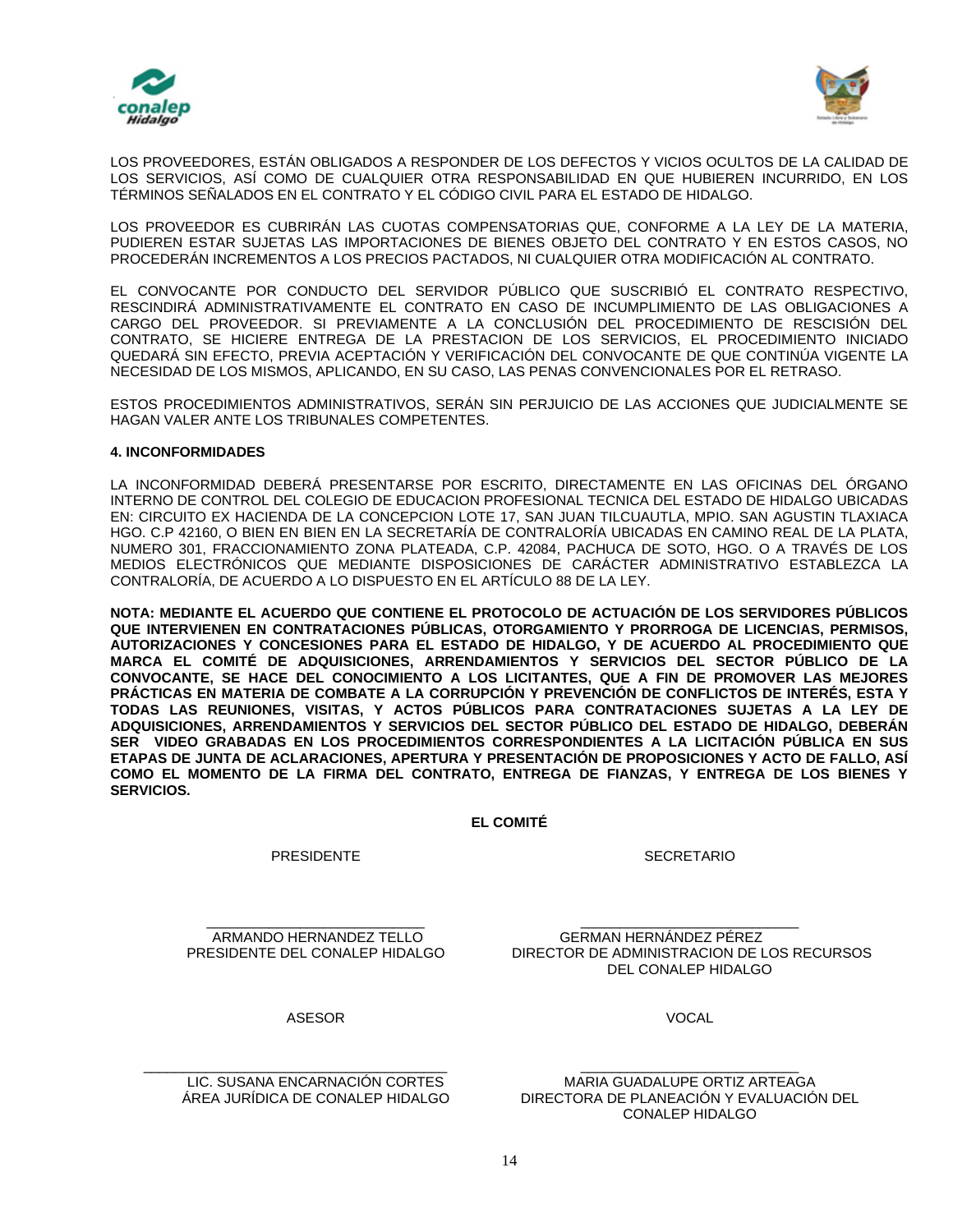LOS PROVEEDORES, ESTÁN OBLIGADOS A RESPONDER DE LOS DEFECTOS Y VICIOS OCULTOS DE LA CALIDAD DE LOS SERVICIOS, ASÍ COMO DE CUALQUIER OTRA RESPONSABILIDAD EN QUE HUBIEREN INCURRIDO, EN LOS TÉRMINOS SEÑALADOS EN EL CONTRATO Y EL CÓDIGO CIVIL PARA EL ESTADO DE HIDALGO.

LOS PROVEEDOR ES CUBRIRÁN LAS CUOTAS COMPENSATORIAS QUE, CONFORME A LA LEY DE LA MATERIA, PUDIEREN ESTAR SUJETAS LAS IMPORTACIONES DE BIENES OBJETO DEL CONTRATO Y EN ESTOS CASOS, NO PROCEDERÁN INCREMENTOS A LOS PRECIOS PACTADOS, NI CUALQUIER OTRA MODIFICACIÓN AL CONTRATO.

EL CONVOCANTE POR CONDUCTO DEL SERVIDOR PÚBLICO QUE SUSCRIBIÓ EL CONTRATO RESPECTIVO, RESCINDIRÁ ADMINISTRATIVAMENTE EL CONTRATO EN CASO DE INCUMPLIMIENTO DE LAS OBLIGACIONES A CARGO DEL PROVEEDOR. SI PREVIAMENTE A LA CONCLUSIÓN DEL PROCEDIMIENTO DE RESCISIÓN DEL CONTRATO, SE HICIERE ENTREGA DE LA PRESTACION DE LOS SERVICIOS, EL PROCEDIMIENTO INICIADO QUEDARÁ SIN EFECTO, PREVIA ACEPTACIÓN Y VERIFICACIÓN DEL CONVOCANTE DE QUE CONTINÚA VIGENTE LA NECESIDAD DE LOS MISMOS, APLICANDO, EN SU CASO, LAS PENAS CONVENCIONALES POR EL RETRASO.

ESTOS PROCEDIMIENTOS ADMINISTRATIVOS, SERÁN SIN PERJUICIO DE LAS ACCIONES QUE JUDICIALMENTE SE HAGAN VALER ANTE LOS TRIBUNALES COMPETENTES.

**4. INCONFORMIDADES**

LA INCONFORMIDAD DEBERÁ PRESENTARSE POR ESCRITO, DIRECTAMENTE EN LAS OFICINAS DEL ÓRGANO INTERNO DE CONTROL DEL COLEGIO DE EDUCACION PROFESIONAL TECNICA DEL ESTADO DE HIDALGO UBICADAS EN: CIRCUITO EX HACIENDA DE LA CONCEPCION LOTE 17, SAN JUAN TILCUAUTLA, MPIO. SAN AGUSTIN TLAXIACA HGO. C.P 42160, O BIEN EN BIEN EN LA SECRETARÍA DE CONTRALORÍA UBICADAS EN CAMINO REAL DE LA PLATA, NUMERO 301, FRACCIONAMIENTO ZONA PLATEADA, C.P. 42084, PACHUCA DE SOTO, HGO. O A TRAVÉS DE LOS MEDIOS ELECTRÓNICOS QUE MEDIANTE DISPOSICIONES DE CARÁCTER ADMINISTRATIVO ESTABLEZCA LA CONTRALORÍA, DE ACUERDO A LO DISPUESTO EN EL ARTÍCULO 88 DE LA LEY.

**NOTA: MEDIANTE EL ACUERDO QUE CONTIENE EL PROTOCOLO DE ACTUACIÓN DE LOS SERVIDORES PÚBLICOS QUE INTERVIENEN EN CONTRATACIONES PÚBLICAS, OTORGAMIENTO Y PRORROGA DE LICENCIAS, PERMISOS, AUTORIZACIONES Y CONCESIONES PARA EL ESTADO DE HIDALGO, Y DE ACUERDO AL PROCEDIMIENTO QUE MARCA EL COMITÉ DE ADQUISICIONES, ARRENDAMIENTOS Y SERVICIOS DEL SECTOR PÚBLICO DE LA CONVOCANTE, SE HACE DEL CONOCIMIENTO A LOS LICITANTES, QUE A FIN DE PROMOVER LAS MEJORES PRÁCTICAS EN MATERIA DE COMBATE A LA CORRUPCIÓN Y PREVENCIÓN DE CONFLICTOS DE INTERÉS, ESTA Y TODAS LAS REUNIONES, VISITAS, Y ACTOS PÚBLICOS PARA CONTRATACIONES SUJETAS A LA LEY DE ADQUISICIONES, ARRENDAMIENTOS Y SERVICIOS DEL SECTOR PÚBLICO DEL ESTADO DE HIDALGO, DEBERÁN SER VIDEO GRABADAS EN LOS PROCEDIMIENTOS CORRESPONDIENTES A LA LICITACIÓN PÚBLICA EN SUS ETAPAS DE JUNTA DE ACLARACIONES, APERTURA Y PRESENTACIÓN DE PROPOSICIONES Y ACTO DE FALLO, ASÍ COMO EL MOMENTO DE LA FIRMA DEL CONTRATO, ENTREGA DE FIANZAS, Y ENTREGA DE LOS BIENES Y SERVICIOS.**

**EL COMITÉ**

PRESIDENTE

___________________________
ARMANDO HERNANDEZ TELLO
PRESIDENTE DEL CONALEP HIDALGO

SECRETARIO

___________________________
GERMAN HERNÁNDEZ PÉREZ
DIRECTOR DE ADMINISTRACION DE LOS RECURSOS DEL CONALEP HIDALGO

ASESOR

___________________________
LIC. SUSANA ENCARNACIÓN CORTES
ÁREA JURÍDICA DE CONALEP HIDALGO

VOCAL

___________________________
MARIA GUADALUPE ORTIZ ARTEAGA
DIRECTORA DE PLANEACIÓN Y EVALUACIÓN DEL CONALEP HIDALGO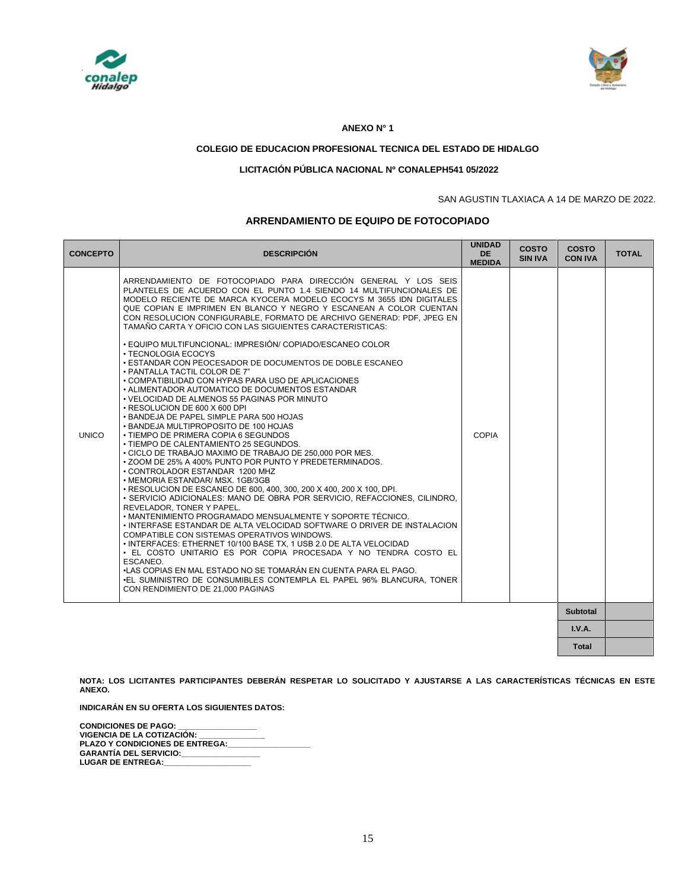**ANEXO N° 1**

**COLEGIO DE EDUCACION PROFESIONAL TECNICA DEL ESTADO DE HIDALGO**

**LICITACIÓN PÚBLICA NACIONAL Nº CONALEPH541 05/2022**

SAN AGUSTIN TLAXIACA A 14 DE MARZO DE 2022.

**ARRENDAMIENTO DE EQUIPO DE FOTOCOPIADO**

| CONCEPTO | DESCRIPCIÓN | UNIDAD DE MEDIDA | COSTO SIN IVA | COSTO CON IVA | TOTAL |
|---|---|---|---|---|---|
| UNICO | ARRENDAMIENTO DE FOTOCOPIADO PARA DIRECCIÓN GENERAL Y LOS SEIS PLANTELES DE ACUERDO CON EL PUNTO 1.4 SIENDO 14 MULTIFUNCIONALES DE MODELO RECIENTE DE MARCA KYOCERA MODELO ECOCYS M 3655 IDN DIGITALES QUE COPIAN E IMPRIMEN EN BLANCO Y NEGRO Y ESCANEAN A COLOR CUENTAN CON RESOLUCION CONFIGURABLE, FORMATO DE ARCHIVO GENERAD: PDF, JPEG EN TAMAÑO CARTA Y OFICIO CON LAS SIGUIENTES CARACTERISTICAS:<br><br>• EQUIPO MULTIFUNCIONAL: IMPRESIÓN/ COPIADO/ESCANEO COLOR<br>• TECNOLOGIA ECOCYS<br>• ESTANDAR CON PEOCESADOR DE DOCUMENTOS DE DOBLE ESCANEO<br>• PANTALLA TACTIL COLOR DE 7"<br>• COMPATIBILIDAD CON HYPAS PARA USO DE APLICACIONES<br>• ALIMENTADOR AUTOMATICO DE DOCUMENTOS ESTANDAR<br>• VELOCIDAD DE ALMENOS 55 PAGINAS POR MINUTO<br>• RESOLUCION DE 600 X 600 DPI<br>• BANDEJA DE PAPEL SIMPLE PARA 500 HOJAS<br>• BANDEJA MULTIPROPOSITO DE 100 HOJAS<br>• TIEMPO DE PRIMERA COPIA 6 SEGUNDOS<br>• TIEMPO DE CALENTAMIENTO 25 SEGUNDOS.<br>• CICLO DE TRABAJO MAXIMO DE TRABAJO DE 250,000 POR MES.<br>• ZOOM DE 25% A 400% PUNTO POR PUNTO Y PREDETERMINADOS.<br>• CONTROLADOR ESTANDAR 1200 MHZ<br>• MEMORIA ESTANDAR/ MSX. 1GB/3GB<br>• RESOLUCION DE ESCANEO DE 600, 400, 300, 200 X 400, 200 X 100, DPI.<br>• SERVICIO ADICIONALES: MANO DE OBRA POR SERVICIO, REFACCIONES, CILINDRO, REVELADOR, TONER Y PAPEL.<br>• MANTENIMIENTO PROGRAMADO MENSUALMENTE Y SOPORTE TÉCNICO.<br>• INTERFASE ESTANDAR DE ALTA VELOCIDAD SOFTWARE O DRIVER DE INSTALACION COMPATIBLE CON SISTEMAS OPERATIVOS WINDOWS.<br>• INTERFACES: ETHERNET 10/100 BASE TX, 1 USB 2.0 DE ALTA VELOCIDAD<br>• EL COSTO UNITARIO ES POR COPIA PROCESADA Y NO TENDRA COSTO EL ESCANEO.<br>•LAS COPIAS EN MAL ESTADO NO SE TOMARÁN EN CUENTA PARA EL PAGO.<br>•EL SUMINISTRO DE CONSUMIBLES CONTEMPLA EL PAPEL 96% BLANCURA, TONER CON RENDIMIENTO DE 21,000 PAGINAS | COPIA | | | |
| | | | | **Subtotal** | |
| | | | | **I.V.A.** | |
| | | | | **Total** | |

**NOTA: LOS LICITANTES PARTICIPANTES DEBERÁN RESPETAR LO SOLICITADO Y AJUSTARSE A LAS CARACTERÍSTICAS TÉCNICAS EN ESTE ANEXO.**

**INDICARÁN EN SU OFERTA LOS SIGUIENTES DATOS:**

**CONDICIONES DE PAGO:** \_\_\_\_\_\_\_\_\_\_\_\_\_\_\_\_\_\_
**VIGENCIA DE LA COTIZACIÓN:** \_\_\_\_\_\_\_\_\_\_\_\_\_\_\_
**PLAZO Y CONDICIONES DE ENTREGA:**\_\_\_\_\_\_\_\_\_\_\_\_\_\_\_\_\_\_\_
**GARANTÍA DEL SERVICIO:**\_\_\_\_\_\_\_\_\_\_\_\_\_\_\_\_\_\_
**LUGAR DE ENTREGA:**\_\_\_\_\_\_\_\_\_\_\_\_\_\_\_\_\_\_\_\_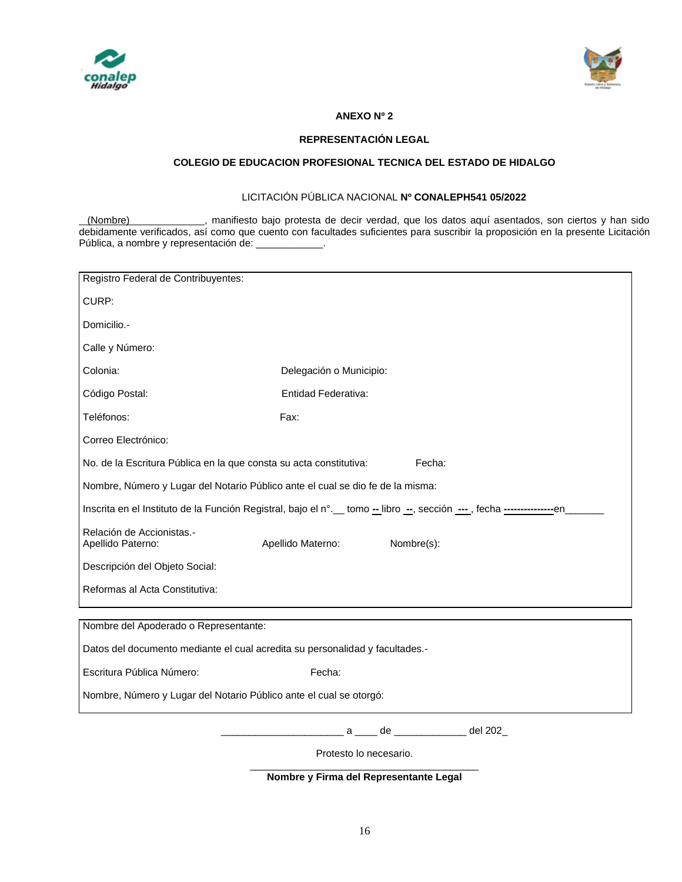**ANEXO Nº 2**

**REPRESENTACIÓN LEGAL**

**COLEGIO DE EDUCACION PROFESIONAL TECNICA DEL ESTADO DE HIDALGO**

LICITACIÓN PÚBLICA NACIONAL **Nº CONALEPH541 05/2022**

\_\_(Nombre)\_\_\_\_\_\_\_\_\_\_\_\_\_\_, manifiesto bajo protesta de decir verdad, que los datos aquí asentados, son ciertos y han sido debidamente verificados, así como que cuento con facultades suficientes para suscribir la proposición en la presente Licitación Pública, a nombre y representación de: \_\_\_\_\_\_\_\_\_\_\_\_.

Registro Federal de Contribuyentes:

CURP:

Domicilio.-

Calle y Número:

Colonia: Delegación o Municipio:

Código Postal: Entidad Federativa:

Teléfonos: Fax:

Correo Electrónico:

No. de la Escritura Pública en la que consta su acta constitutiva: Fecha:

Nombre, Número y Lugar del Notario Público ante el cual se dio fe de la misma:

Inscrita en el Instituto de la Función Registral, bajo el n°.\_\_ tomo -- libro --, sección ---, fecha ---------------en\_\_\_\_\_\_\_

Relación de Accionistas.-
Apellido Paterno: Apellido Materno: Nombre(s):

Descripción del Objeto Social:

Reformas al Acta Constitutiva:

Nombre del Apoderado o Representante:

Datos del documento mediante el cual acredita su personalidad y facultades.-

Escritura Pública Número: Fecha:

Nombre, Número y Lugar del Notario Público ante el cual se otorgó:

\_\_\_\_\_\_\_\_\_\_\_\_\_\_\_\_\_\_\_\_\_\_ a \_\_\_\_ de \_\_\_\_\_\_\_\_\_\_\_\_\_ del 202\_

Protesto lo necesario.

\_\_\_\_\_\_\_\_\_\_\_\_\_\_\_\_\_\_\_\_\_\_\_\_\_\_\_\_\_\_\_\_\_\_\_\_\_\_\_\_

**Nombre y Firma del Representante Legal**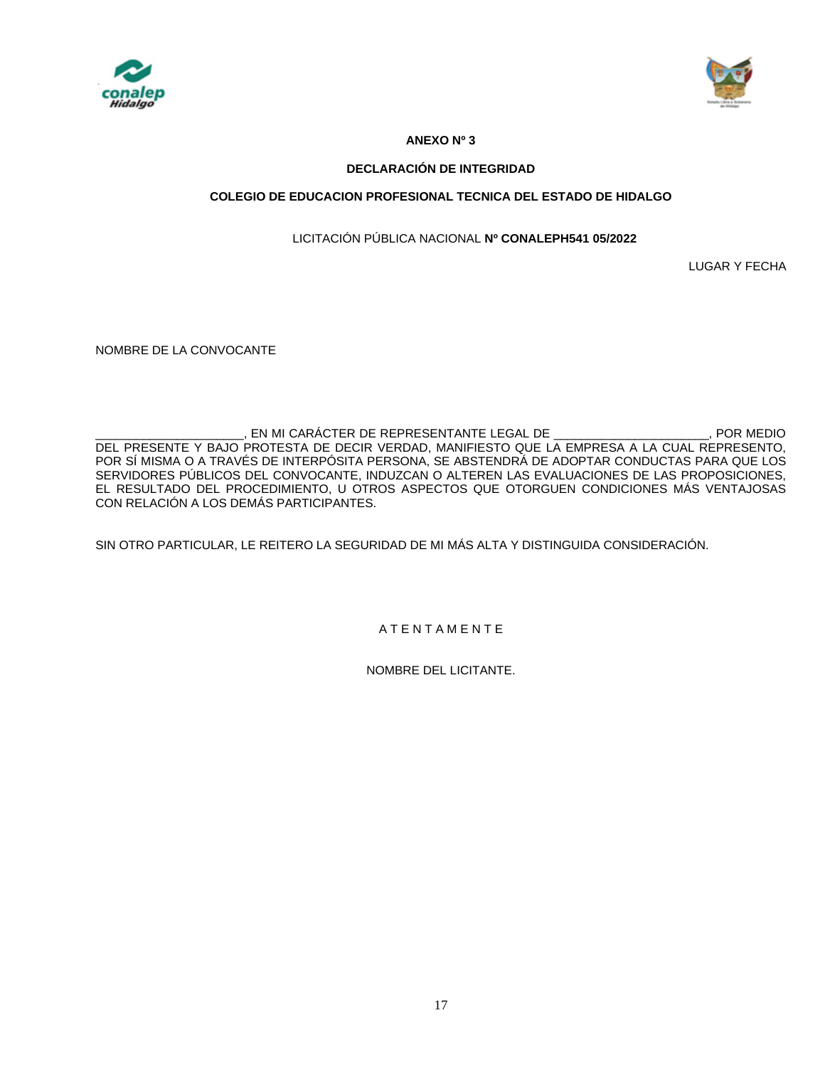**ANEXO Nº 3**

**DECLARACIÓN DE INTEGRIDAD**

**COLEGIO DE EDUCACION PROFESIONAL TECNICA DEL ESTADO DE HIDALGO**

LICITACIÓN PÚBLICA NACIONAL **Nº CONALEPH541 05/2022**

LUGAR Y FECHA

NOMBRE DE LA CONVOCANTE

______________________, EN MI CARÁCTER DE REPRESENTANTE LEGAL DE _______________________, POR MEDIO DEL PRESENTE Y BAJO PROTESTA DE DECIR VERDAD, MANIFIESTO QUE LA EMPRESA A LA CUAL REPRESENTO, POR SÍ MISMA O A TRAVÉS DE INTERPÓSITA PERSONA, SE ABSTENDRÁ DE ADOPTAR CONDUCTAS PARA QUE LOS SERVIDORES PÚBLICOS DEL CONVOCANTE, INDUZCAN O ALTEREN LAS EVALUACIONES DE LAS PROPOSICIONES, EL RESULTADO DEL PROCEDIMIENTO, U OTROS ASPECTOS QUE OTORGUEN CONDICIONES MÁS VENTAJOSAS CON RELACIÓN A LOS DEMÁS PARTICIPANTES.

SIN OTRO PARTICULAR, LE REITERO LA SEGURIDAD DE MI MÁS ALTA Y DISTINGUIDA CONSIDERACIÓN.

A T E N T A M E N T E

NOMBRE DEL LICITANTE.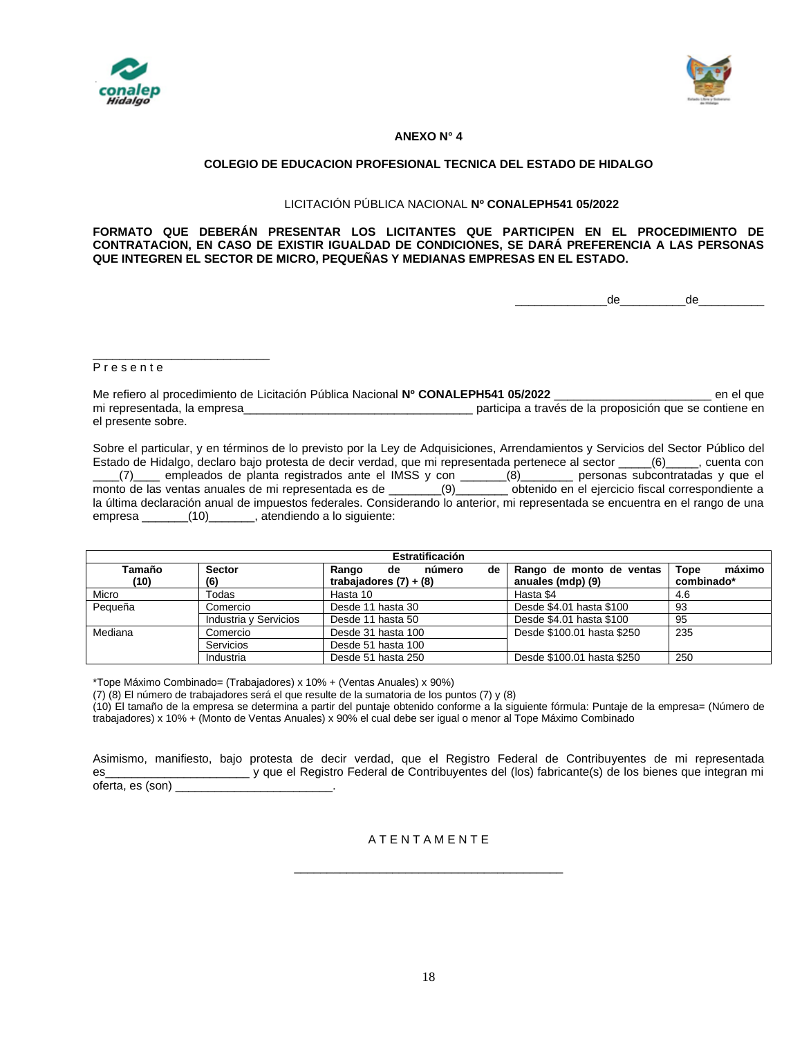**ANEXO N° 4**

**COLEGIO DE EDUCACION PROFESIONAL TECNICA DEL ESTADO DE HIDALGO**

LICITACIÓN PÚBLICA NACIONAL **Nº CONALEPH541 05/2022**

**FORMATO QUE DEBERÁN PRESENTAR LOS LICITANTES QUE PARTICIPEN EN EL PROCEDIMIENTO DE CONTRATACION, EN CASO DE EXISTIR IGUALDAD DE CONDICIONES, SE DARÁ PREFERENCIA A LAS PERSONAS QUE INTEGREN EL SECTOR DE MICRO, PEQUEÑAS Y MEDIANAS EMPRESAS EN EL ESTADO.**

______________de__________de__________

___________________________
P r e s e n t e

Me refiero al procedimiento de Licitación Pública Nacional **Nº CONALEPH541 05/2022** _______________________ en el que mi representada, la empresa___________________________________ participa a través de la proposición que se contiene en el presente sobre.

Sobre el particular, y en términos de lo previsto por la Ley de Adquisiciones, Arrendamientos y Servicios del Sector Público del Estado de Hidalgo, declaro bajo protesta de decir verdad, que mi representada pertenece al sector _____(6)_____, cuenta con ____(7)____ empleados de planta registrados ante el IMSS y con _______(8)________ personas subcontratadas y que el monto de las ventas anuales de mi representada es de ________(9)________ obtenido en el ejercicio fiscal correspondiente a la última declaración anual de impuestos federales. Considerando lo anterior, mi representada se encuentra en el rango de una empresa _______(10)_______, atendiendo a lo siguiente:

| **Estratificación** | | | | |
|---|---|---|---|---|
| **Tamaño (10)** | **Sector (6)** | **Rango de número de trabajadores (7) + (8)** | **Rango de monto de ventas anuales (mdp) (9)** | **Tope máximo combinado*** |
| Micro | Todas | Hasta 10 | Hasta $4 | 4.6 |
| Pequeña | Comercio | Desde 11 hasta 30 | Desde $4.01 hasta $100 | 93 |
| | Industria y Servicios | Desde 11 hasta 50 | Desde $4.01 hasta $100 | 95 |
| Mediana | Comercio | Desde 31 hasta 100 | Desde $100.01 hasta $250 | 235 |
| | Servicios | Desde 51 hasta 100 | | |
| | Industria | Desde 51 hasta 250 | Desde $100.01 hasta $250 | 250 |

*Tope Máximo Combinado= (Trabajadores) x 10% + (Ventas Anuales) x 90%)
(7) (8) El número de trabajadores será el que resulte de la sumatoria de los puntos (7) y (8)
(10) El tamaño de la empresa se determina a partir del puntaje obtenido conforme a la siguiente fórmula: Puntaje de la empresa= (Número de trabajadores) x 10% + (Monto de Ventas Anuales) x 90% el cual debe ser igual o menor al Tope Máximo Combinado

Asimismo, manifiesto, bajo protesta de decir verdad, que el Registro Federal de Contribuyentes de mi representada es______________________ y que el Registro Federal de Contribuyentes del (los) fabricante(s) de los bienes que integran mi oferta, es (son) ________________________.

A T E N T A M E N T E

_________________________________________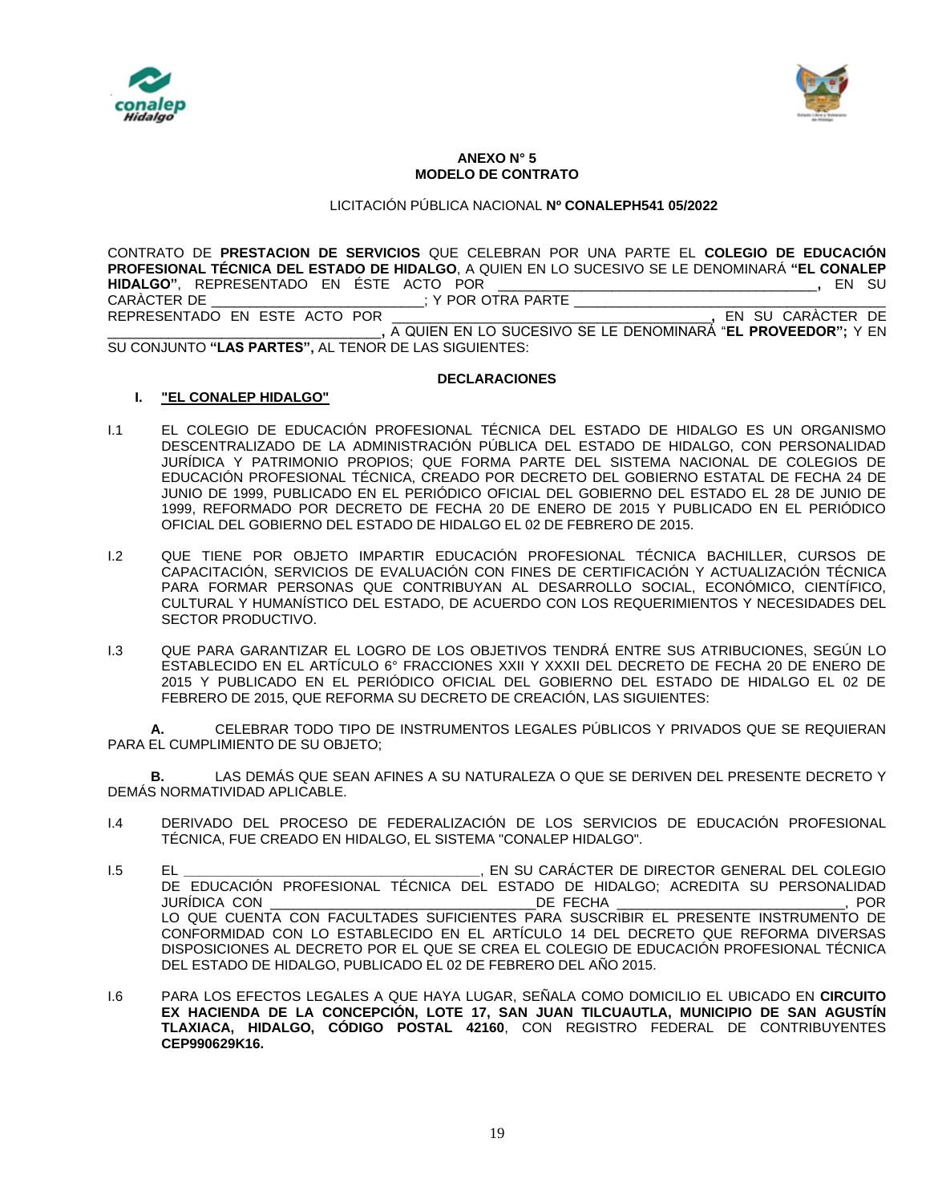**ANEXO N° 5**
**MODELO DE CONTRATO**

LICITACIÓN PÚBLICA NACIONAL **Nº CONALEPH541 05/2022**

CONTRATO DE **PRESTACION DE SERVICIOS** QUE CELEBRAN POR UNA PARTE EL **COLEGIO DE EDUCACIÓN PROFESIONAL TÉCNICA DEL ESTADO DE HIDALGO**, A QUIEN EN LO SUCESIVO SE LE DENOMINARÁ **"EL CONALEP HIDALGO"**, REPRESENTADO EN ÉSTE ACTO POR __________________________________________**,** EN SU CARÀCTER DE ____________________________; Y POR OTRA PARTE __________________________________________ REPRESENTADO EN ESTE ACTO POR ________________________________________**,** EN SU CARÀCTER DE ____________________________________**,** A QUIEN EN LO SUCESIVO SE LE DENOMINARÁ "**EL PROVEEDOR";** Y EN SU CONJUNTO **"LAS PARTES",** AL TENOR DE LAS SIGUIENTES:

**DECLARACIONES**

**I. "EL CONALEP HIDALGO"**

I.1 EL COLEGIO DE EDUCACIÓN PROFESIONAL TÉCNICA DEL ESTADO DE HIDALGO ES UN ORGANISMO DESCENTRALIZADO DE LA ADMINISTRACIÓN PÚBLICA DEL ESTADO DE HIDALGO, CON PERSONALIDAD JURÍDICA Y PATRIMONIO PROPIOS; QUE FORMA PARTE DEL SISTEMA NACIONAL DE COLEGIOS DE EDUCACIÓN PROFESIONAL TÉCNICA, CREADO POR DECRETO DEL GOBIERNO ESTATAL DE FECHA 24 DE JUNIO DE 1999, PUBLICADO EN EL PERIÓDICO OFICIAL DEL GOBIERNO DEL ESTADO EL 28 DE JUNIO DE 1999, REFORMADO POR DECRETO DE FECHA 20 DE ENERO DE 2015 Y PUBLICADO EN EL PERIÓDICO OFICIAL DEL GOBIERNO DEL ESTADO DE HIDALGO EL 02 DE FEBRERO DE 2015.

I.2 QUE TIENE POR OBJETO IMPARTIR EDUCACIÓN PROFESIONAL TÉCNICA BACHILLER, CURSOS DE CAPACITACIÓN, SERVICIOS DE EVALUACIÓN CON FINES DE CERTIFICACIÓN Y ACTUALIZACIÓN TÉCNICA PARA FORMAR PERSONAS QUE CONTRIBUYAN AL DESARROLLO SOCIAL, ECONÓMICO, CIENTÍFICO, CULTURAL Y HUMANÍSTICO DEL ESTADO, DE ACUERDO CON LOS REQUERIMIENTOS Y NECESIDADES DEL SECTOR PRODUCTIVO.

I.3 QUE PARA GARANTIZAR EL LOGRO DE LOS OBJETIVOS TENDRÁ ENTRE SUS ATRIBUCIONES, SEGÚN LO ESTABLECIDO EN EL ARTÍCULO 6° FRACCIONES XXII Y XXXII DEL DECRETO DE FECHA 20 DE ENERO DE 2015 Y PUBLICADO EN EL PERIÓDICO OFICIAL DEL GOBIERNO DEL ESTADO DE HIDALGO EL 02 DE FEBRERO DE 2015, QUE REFORMA SU DECRETO DE CREACIÓN, LAS SIGUIENTES:

**A.** CELEBRAR TODO TIPO DE INSTRUMENTOS LEGALES PÚBLICOS Y PRIVADOS QUE SE REQUIERAN PARA EL CUMPLIMIENTO DE SU OBJETO;

**B.** LAS DEMÁS QUE SEAN AFINES A SU NATURALEZA O QUE SE DERIVEN DEL PRESENTE DECRETO Y DEMÁS NORMATIVIDAD APLICABLE.

I.4 DERIVADO DEL PROCESO DE FEDERALIZACIÓN DE LOS SERVICIOS DE EDUCACIÓN PROFESIONAL TÉCNICA, FUE CREADO EN HIDALGO, EL SISTEMA "CONALEP HIDALGO".

I.5 EL _______________________________________, EN SU CARÁCTER DE DIRECTOR GENERAL DEL COLEGIO DE EDUCACIÓN PROFESIONAL TÉCNICA DEL ESTADO DE HIDALGO; ACREDITA SU PERSONALIDAD JURÍDICA CON __________________________________DE FECHA ______________________________, POR LO QUE CUENTA CON FACULTADES SUFICIENTES PARA SUSCRIBIR EL PRESENTE INSTRUMENTO DE CONFORMIDAD CON LO ESTABLECIDO EN EL ARTÍCULO 14 DEL DECRETO QUE REFORMA DIVERSAS DISPOSICIONES AL DECRETO POR EL QUE SE CREA EL COLEGIO DE EDUCACIÓN PROFESIONAL TÉCNICA DEL ESTADO DE HIDALGO, PUBLICADO EL 02 DE FEBRERO DEL AÑO 2015.

I.6 PARA LOS EFECTOS LEGALES A QUE HAYA LUGAR, SEÑALA COMO DOMICILIO EL UBICADO EN **CIRCUITO EX HACIENDA DE LA CONCEPCIÓN, LOTE 17, SAN JUAN TILCUAUTLA, MUNICIPIO DE SAN AGUSTÍN TLAXIACA, HIDALGO, CÓDIGO POSTAL 42160**, CON REGISTRO FEDERAL DE CONTRIBUYENTES **CEP990629K16.**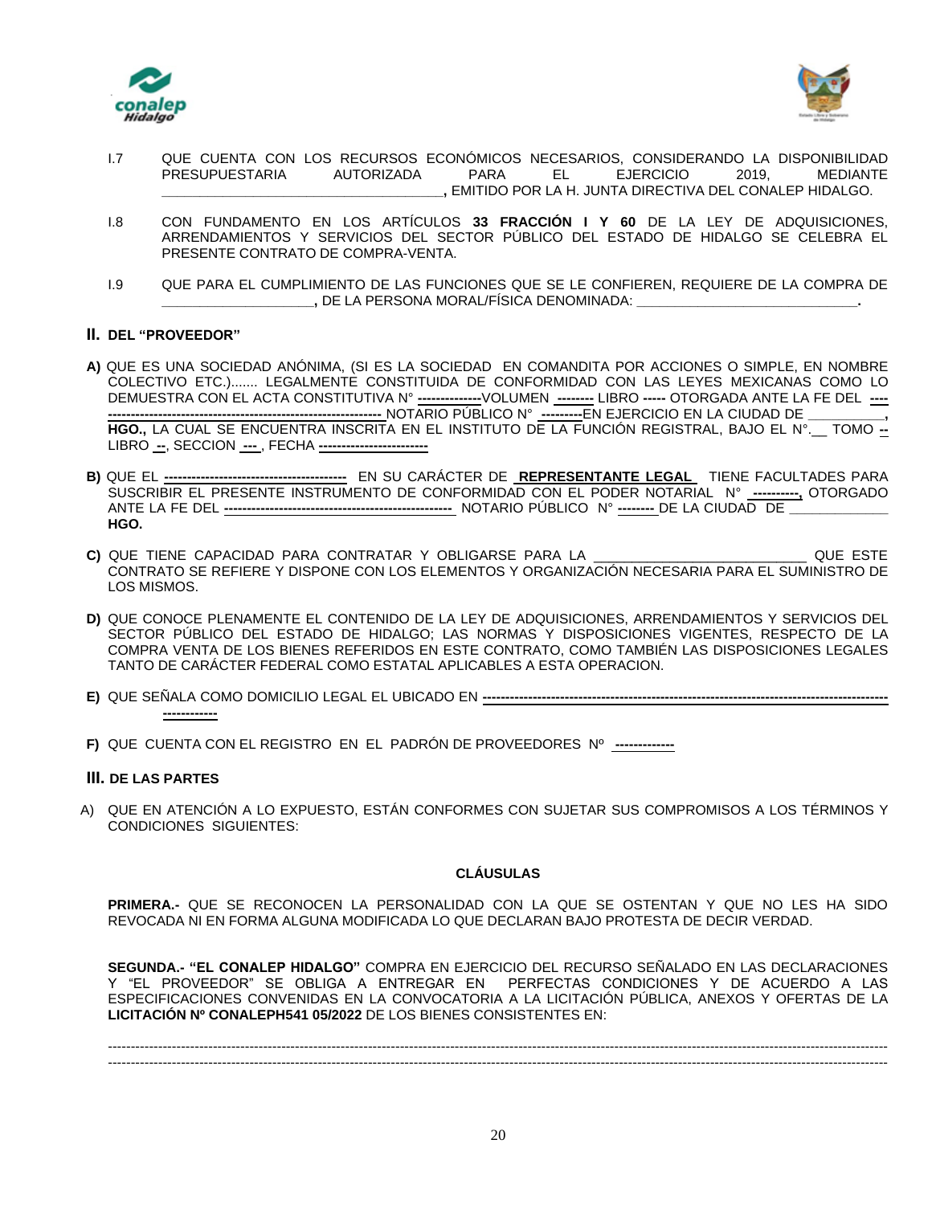I.7 QUE CUENTA CON LOS RECURSOS ECONÓMICOS NECESARIOS, CONSIDERANDO LA DISPONIBILIDAD PRESUPUESTARIA AUTORIZADA PARA EL EJERCICIO 2019, MEDIANTE **\_\_\_\_\_\_\_\_\_\_\_\_\_\_\_\_\_\_\_\_\_\_\_\_\_\_\_\_\_\_\_\_\_\_\_\_\_\_,** EMITIDO POR LA H. JUNTA DIRECTIVA DEL CONALEP HIDALGO.

I.8 CON FUNDAMENTO EN LOS ARTÍCULOS **33 FRACCIÓN I Y 60** DE LA LEY DE ADQUISICIONES, ARRENDAMIENTOS Y SERVICIOS DEL SECTOR PÚBLICO DEL ESTADO DE HIDALGO SE CELEBRA EL PRESENTE CONTRATO DE COMPRA-VENTA.

I.9 QUE PARA EL CUMPLIMIENTO DE LAS FUNCIONES QUE SE LE CONFIEREN, REQUIERE DE LA COMPRA DE **\_\_\_\_\_\_\_\_\_\_\_\_\_\_\_\_\_\_\_\_\_,** DE LA PERSONA MORAL/FÍSICA DENOMINADA: **\_\_\_\_\_\_\_\_\_\_\_\_\_\_\_\_\_\_\_\_\_\_\_\_\_\_\_\_\_\_.**

## II. DEL "PROVEEDOR"

**A)** QUE ES UNA SOCIEDAD ANÓNIMA, (SI ES LA SOCIEDAD EN COMANDITA POR ACCIONES O SIMPLE, EN NOMBRE COLECTIVO ETC.)....... LEGALMENTE CONSTITUIDA DE CONFORMIDAD CON LAS LEYES MEXICANAS COMO LO DEMUESTRA CON EL ACTA CONSTITUTIVA N° **--------------**VOLUMEN **--------** LIBRO **-----** OTORGADA ANTE LA FE DEL **----------------------------------------------------------------** NOTARIO PÚBLICO N° **---------**EN EJERCICIO EN LA CIUDAD DE \_\_\_\_\_\_\_\_\_\_**, HGO.,** LA CUAL SE ENCUENTRA INSCRITA EN EL INSTITUTO DE LA FUNCIÓN REGISTRAL, BAJO EL N°.\_\_ TOMO **--** LIBRO **--**, SECCION **---** , FECHA **-----------------------**

**B)** QUE EL **----------------------------------------** EN SU CARÁCTER DE **REPRESENTANTE LEGAL** TIENE FACULTADES PARA SUSCRIBIR EL PRESENTE INSTRUMENTO DE CONFORMIDAD CON EL PODER NOTARIAL N° **----------,** OTORGADO ANTE LA FE DEL **--------------------------------------------------** NOTARIO PÚBLICO N° **--------** DE LA CIUDAD DE \_\_\_\_\_\_\_\_\_\_\_\_\_ **HGO.**

**C)** QUE TIENE CAPACIDAD PARA CONTRATAR Y OBLIGARSE PARA LA \_\_\_\_\_\_\_\_\_\_\_\_\_\_\_\_\_\_\_\_\_\_\_\_\_\_\_ QUE ESTE CONTRATO SE REFIERE Y DISPONE CON LOS ELEMENTOS Y ORGANIZACIÓN NECESARIA PARA EL SUMINISTRO DE LOS MISMOS.

**D)** QUE CONOCE PLENAMENTE EL CONTENIDO DE LA LEY DE ADQUISICIONES, ARRENDAMIENTOS Y SERVICIOS DEL SECTOR PÚBLICO DEL ESTADO DE HIDALGO; LAS NORMAS Y DISPOSICIONES VIGENTES, RESPECTO DE LA COMPRA VENTA DE LOS BIENES REFERIDOS EN ESTE CONTRATO, COMO TAMBIÉN LAS DISPOSICIONES LEGALES TANTO DE CARÁCTER FEDERAL COMO ESTATAL APLICABLES A ESTA OPERACION.

**E)** QUE SEÑALA COMO DOMICILIO LEGAL EL UBICADO EN **----------------------------------------------------------------------------------------------------**

**F)** QUE CUENTA CON EL REGISTRO EN EL PADRÓN DE PROVEEDORES Nº **------------**

## III. DE LAS PARTES

A) QUE EN ATENCIÓN A LO EXPUESTO, ESTÁN CONFORMES CON SUJETAR SUS COMPROMISOS A LOS TÉRMINOS Y CONDICIONES SIGUIENTES:

### CLÁUSULAS

**PRIMERA.-** QUE SE RECONOCEN LA PERSONALIDAD CON LA QUE SE OSTENTAN Y QUE NO LES HA SIDO REVOCADA NI EN FORMA ALGUNA MODIFICADA LO QUE DECLARAN BAJO PROTESTA DE DECIR VERDAD.

**SEGUNDA.- "EL CONALEP HIDALGO"** COMPRA EN EJERCICIO DEL RECURSO SEÑALADO EN LAS DECLARACIONES Y "EL PROVEEDOR" SE OBLIGA A ENTREGAR EN PERFECTAS CONDICIONES Y DE ACUERDO A LAS ESPECIFICACIONES CONVENIDAS EN LA CONVOCATORIA A LA LICITACIÓN PÚBLICA, ANEXOS Y OFERTAS DE LA **LICITACIÓN Nº CONALEPH541 05/2022** DE LOS BIENES CONSISTENTES EN:

----------------------------------------------------------------------------------------------------------------------------------------------------------------------------------
----------------------------------------------------------------------------------------------------------------------------------------------------------------------------------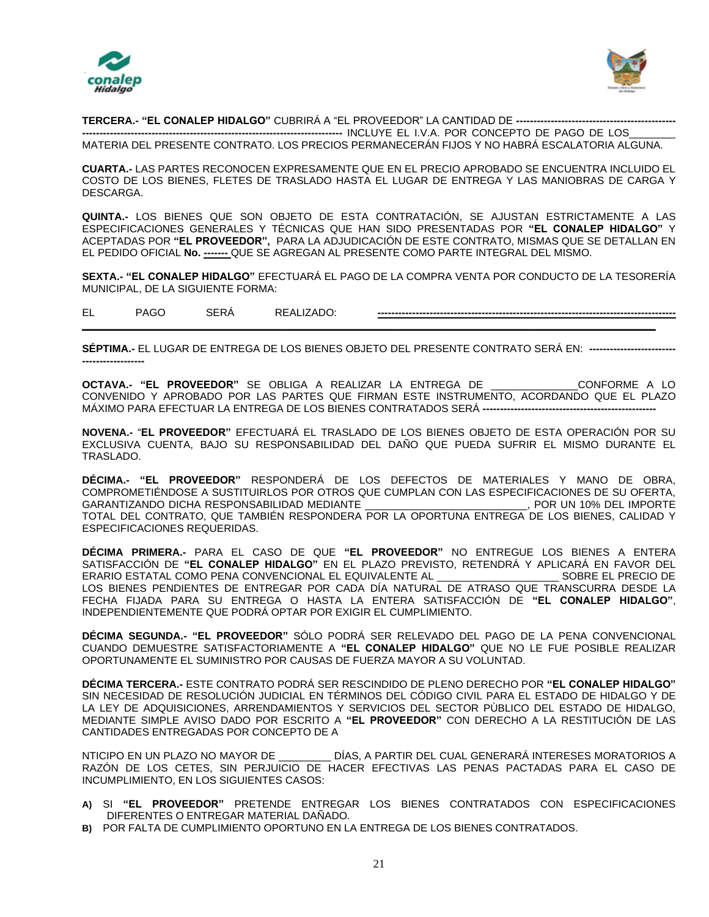**TERCERA.- "EL CONALEP HIDALGO"** CUBRIRÁ A "EL PROVEEDOR" LA CANTIDAD DE **-----------------------------------------------------------------------------------------------------------------------** INCLUYE EL I.V.A. POR CONCEPTO DE PAGO DE LOS________ MATERIA DEL PRESENTE CONTRATO. LOS PRECIOS PERMANECERÁN FIJOS Y NO HABRÁ ESCALATORIA ALGUNA.

**CUARTA.-** LAS PARTES RECONOCEN EXPRESAMENTE QUE EN EL PRECIO APROBADO SE ENCUENTRA INCLUIDO EL COSTO DE LOS BIENES, FLETES DE TRASLADO HASTA EL LUGAR DE ENTREGA Y LAS MANIOBRAS DE CARGA Y DESCARGA.

**QUINTA.-** LOS BIENES QUE SON OBJETO DE ESTA CONTRATACIÓN, SE AJUSTAN ESTRICTAMENTE A LAS ESPECIFICACIONES GENERALES Y TÉCNICAS QUE HAN SIDO PRESENTADAS POR **"EL CONALEP HIDALGO"** Y ACEPTADAS POR **"EL PROVEEDOR",** PARA LA ADJUDICACIÓN DE ESTE CONTRATO, MISMAS QUE SE DETALLAN EN EL PEDIDO OFICIAL **No. -------** QUE SE AGREGAN AL PRESENTE COMO PARTE INTEGRAL DEL MISMO.

**SEXTA.- "EL CONALEP HIDALGO"** EFECTUARÁ EL PAGO DE LA COMPRA VENTA POR CONDUCTO DE LA TESORERÍA MUNICIPAL, DE LA SIGUIENTE FORMA:

EL PAGO SERÁ REALIZADO: **------------------------------------------------------------------------------------**

**SÉPTIMA.-** EL LUGAR DE ENTREGA DE LOS BIENES OBJETO DEL PRESENTE CONTRATO SERÁ EN: **------------------------------------------**

**OCTAVA.- "EL PROVEEDOR"** SE OBLIGA A REALIZAR LA ENTREGA DE _______________CONFORME A LO CONVENIDO Y APROBADO POR LAS PARTES QUE FIRMAN ESTE INSTRUMENTO, ACORDANDO QUE EL PLAZO MÁXIMO PARA EFECTUAR LA ENTREGA DE LOS BIENES CONTRATADOS SERÁ **--------------------------------------------------**

**NOVENA.- "EL PROVEEDOR"** EFECTUARÁ EL TRASLADO DE LOS BIENES OBJETO DE ESTA OPERACIÓN POR SU EXCLUSIVA CUENTA, BAJO SU RESPONSABILIDAD DEL DAÑO QUE PUEDA SUFRIR EL MISMO DURANTE EL TRASLADO.

**DÉCIMA.- "EL PROVEEDOR"** RESPONDERÁ DE LOS DEFECTOS DE MATERIALES Y MANO DE OBRA, COMPROMETIÉNDOSE A SUSTITUIRLOS POR OTROS QUE CUMPLAN CON LAS ESPECIFICACIONES DE SU OFERTA, GARANTIZANDO DICHA RESPONSABILIDAD MEDIANTE ____________________________, POR UN 10% DEL IMPORTE TOTAL DEL CONTRATO, QUE TAMBIÉN RESPONDERA POR LA OPORTUNA ENTREGA DE LOS BIENES, CALIDAD Y ESPECIFICACIONES REQUERIDAS.

**DÉCIMA PRIMERA.-** PARA EL CASO DE QUE **"EL PROVEEDOR"** NO ENTREGUE LOS BIENES A ENTERA SATISFACCIÓN DE **"EL CONALEP HIDALGO"** EN EL PLAZO PREVISTO, RETENDRÁ Y APLICARÁ EN FAVOR DEL ERARIO ESTATAL COMO PENA CONVENCIONAL EL EQUIVALENTE AL _____________________ SOBRE EL PRECIO DE LOS BIENES PENDIENTES DE ENTREGAR POR CADA DÍA NATURAL DE ATRASO QUE TRANSCURRA DESDE LA FECHA FIJADA PARA SU ENTREGA O HASTA LA ENTERA SATISFACCIÓN DE **"EL CONALEP HIDALGO"**, INDEPENDIENTEMENTE QUE PODRÁ OPTAR POR EXIGIR EL CUMPLIMIENTO.

**DÉCIMA SEGUNDA.- "EL PROVEEDOR"** SÓLO PODRÁ SER RELEVADO DEL PAGO DE LA PENA CONVENCIONAL CUANDO DEMUESTRE SATISFACTORIAMENTE A **"EL CONALEP HIDALGO"** QUE NO LE FUE POSIBLE REALIZAR OPORTUNAMENTE EL SUMINISTRO POR CAUSAS DE FUERZA MAYOR A SU VOLUNTAD.

**DÉCIMA TERCERA.-** ESTE CONTRATO PODRÁ SER RESCINDIDO DE PLENO DERECHO POR **"EL CONALEP HIDALGO"** SIN NECESIDAD DE RESOLUCIÓN JUDICIAL EN TÉRMINOS DEL CÓDIGO CIVIL PARA EL ESTADO DE HIDALGO Y DE LA LEY DE ADQUISICIONES, ARRENDAMIENTOS Y SERVICIOS DEL SECTOR PÙBLICO DEL ESTADO DE HIDALGO, MEDIANTE SIMPLE AVISO DADO POR ESCRITO A **"EL PROVEEDOR"** CON DERECHO A LA RESTITUCIÓN DE LAS CANTIDADES ENTREGADAS POR CONCEPTO DE A

NTICIPO EN UN PLAZO NO MAYOR DE _________ DÍAS, A PARTIR DEL CUAL GENERARÁ INTERESES MORATORIOS A RAZÓN DE LOS CETES, SIN PERJUICIO DE HACER EFECTIVAS LAS PENAS PACTADAS PARA EL CASO DE INCUMPLIMIENTO, EN LOS SIGUIENTES CASOS:

- **A)** SI **"EL PROVEEDOR"** PRETENDE ENTREGAR LOS BIENES CONTRATADOS CON ESPECIFICACIONES DIFERENTES O ENTREGAR MATERIAL DAÑADO.
- **B)** POR FALTA DE CUMPLIMIENTO OPORTUNO EN LA ENTREGA DE LOS BIENES CONTRATADOS.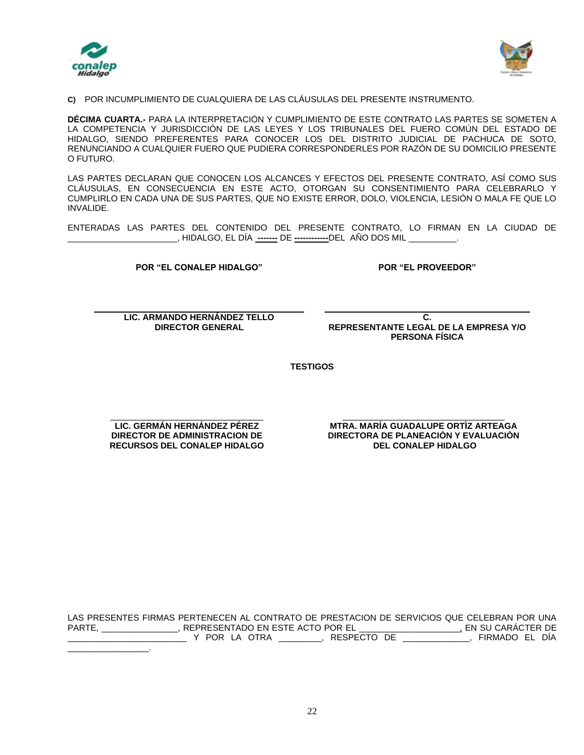**C)** POR INCUMPLIMIENTO DE CUALQUIERA DE LAS CLÁUSULAS DEL PRESENTE INSTRUMENTO.

**DÉCIMA CUARTA.-** PARA LA INTERPRETACIÓN Y CUMPLIMIENTO DE ESTE CONTRATO LAS PARTES SE SOMETEN A LA COMPETENCIA Y JURISDICCIÓN DE LAS LEYES Y LOS TRIBUNALES DEL FUERO COMÚN DEL ESTADO DE HIDALGO, SIENDO PREFERENTES PARA CONOCER LOS DEL DISTRITO JUDICIAL DE PACHUCA DE SOTO, RENUNCIANDO A CUALQUIER FUERO QUE PUDIERA CORRESPONDERLES POR RAZÓN DE SU DOMICILIO PRESENTE O FUTURO.

LAS PARTES DECLARAN QUE CONOCEN LOS ALCANCES Y EFECTOS DEL PRESENTE CONTRATO, ASÍ COMO SUS CLÁUSULAS, EN CONSECUENCIA EN ESTE ACTO, OTORGAN SU CONSENTIMIENTO PARA CELEBRARLO Y CUMPLIRLO EN CADA UNA DE SUS PARTES, QUE NO EXISTE ERROR, DOLO, VIOLENCIA, LESIÓN O MALA FE QUE LO INVALIDE.

ENTERADAS LAS PARTES DEL CONTENIDO DEL PRESENTE CONTRATO, LO FIRMAN EN LA CIUDAD DE ______________________, HIDALGO, EL DÍA ------- DE ------------DEL AÑO DOS MIL __________.

**POR "EL CONALEP HIDALGO"**

**LIC. ARMANDO HERNÁNDEZ TELLO**
**DIRECTOR GENERAL**

**POR "EL PROVEEDOR"**

**C.**
**REPRESENTANTE LEGAL DE LA EMPRESA Y/O PERSONA FÍSICA**

**TESTIGOS**

**LIC. GERMÁN HERNÁNDEZ PÉREZ**
**DIRECTOR DE ADMINISTRACION DE RECURSOS DEL CONALEP HIDALGO**

**MTRA. MARÍA GUADALUPE ORTÌZ ARTEAGA**
**DIRECTORA DE PLANEACIÒN Y EVALUACIÒN DEL CONALEP HIDALGO**

LAS PRESENTES FIRMAS PERTENECEN AL CONTRATO DE PRESTACION DE SERVICIOS QUE CELEBRAN POR UNA PARTE, ________________, REPRESENTADO EN ESTE ACTO POR EL _____________________, EN SU CARÁCTER DE ________________________ Y POR LA OTRA _________, RESPECTO DE ______________, FIRMADO EL DÍA _________________.